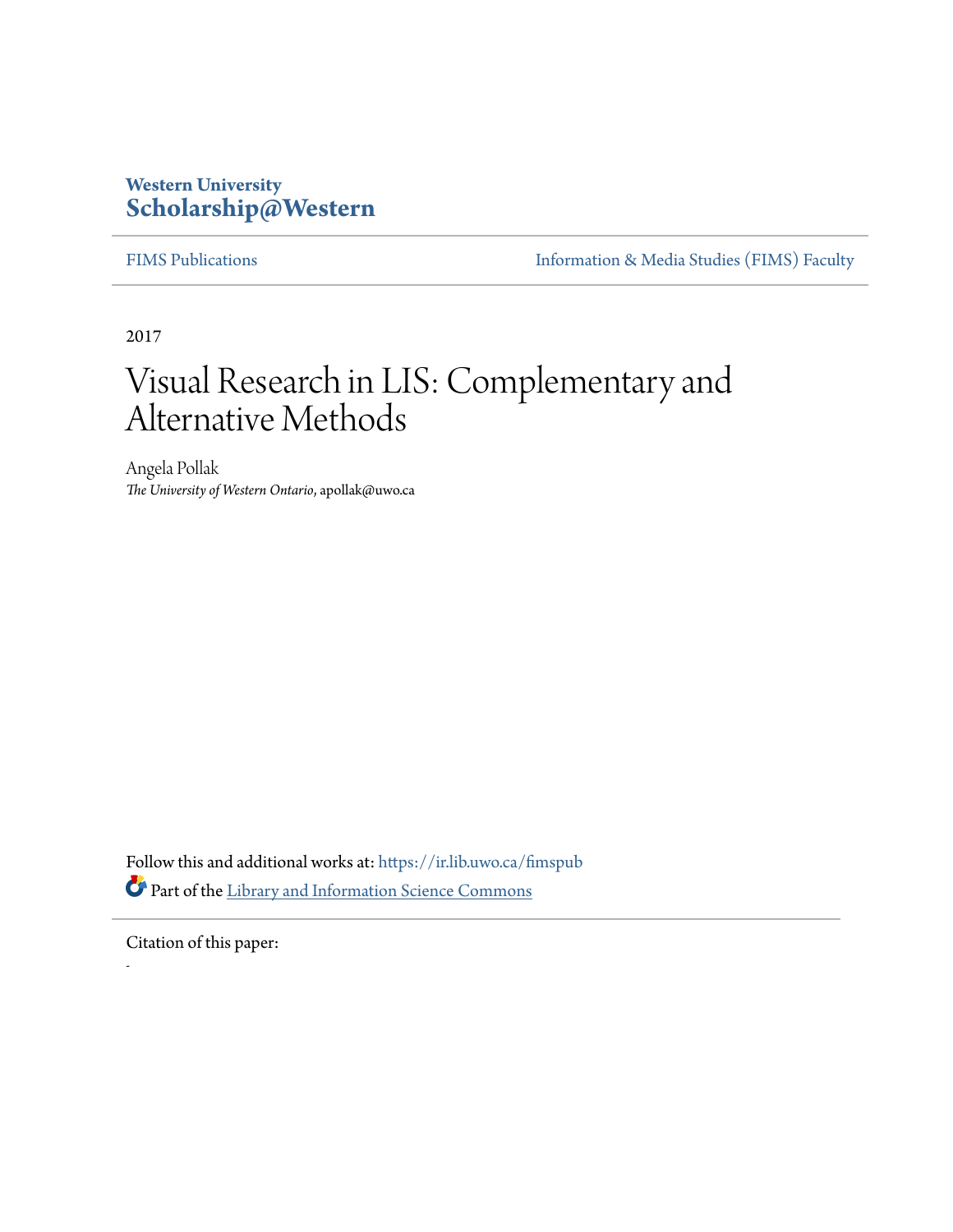Western University
**Scholarship@Western**

FIMS Publications | Information & Media Studies (FIMS) Faculty

2017

# Visual Research in LIS: Complementary and Alternative Methods

Angela Pollak
*The University of Western Ontario*, apollak@uwo.ca

Follow this and additional works at: https://ir.lib.uwo.ca/fimspub

Part of the Library and Information Science Commons

Citation of this paper:

-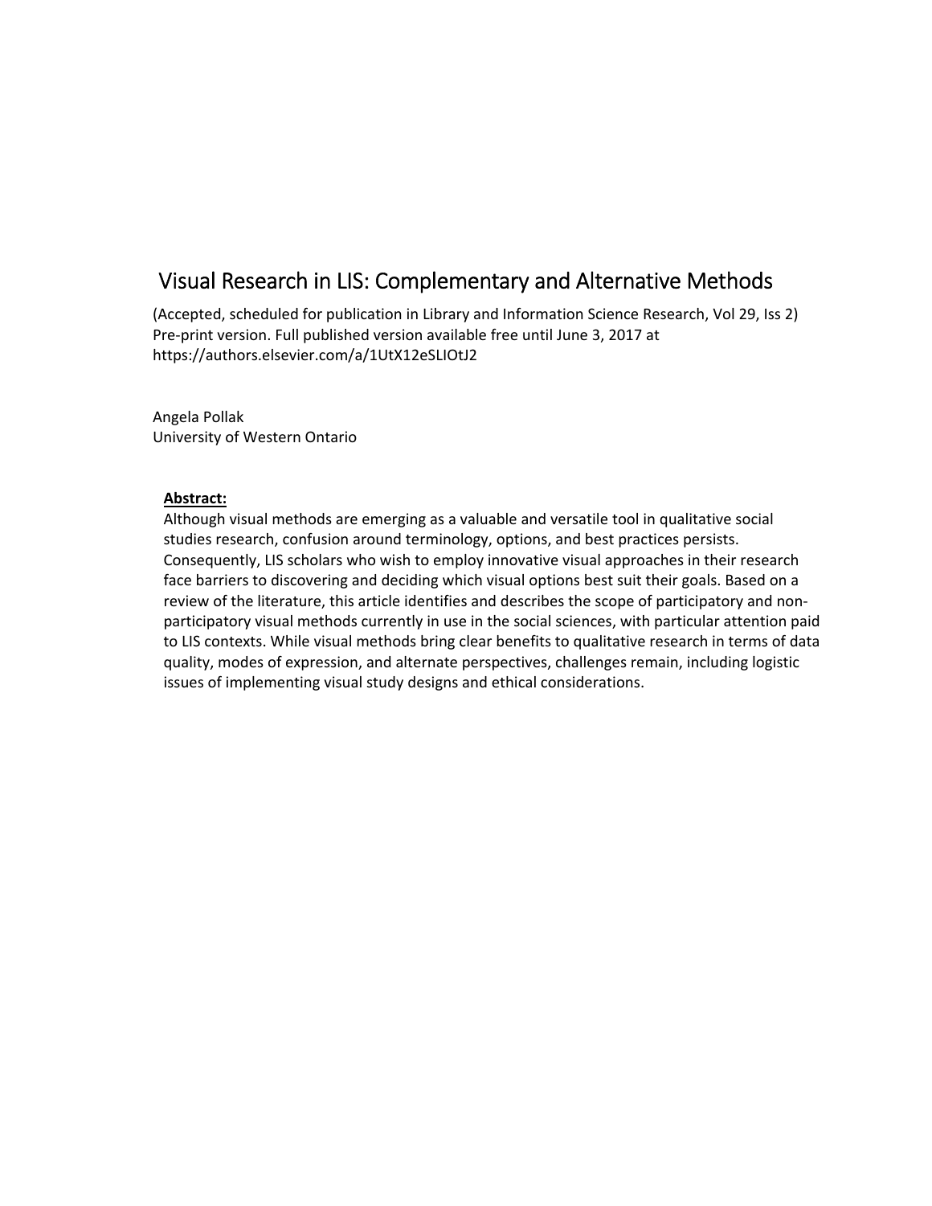# Visual Research in LIS: Complementary and Alternative Methods

(Accepted, scheduled for publication in Library and Information Science Research, Vol 29, Iss 2)
Pre-print version. Full published version available free until June 3, 2017 at
https://authors.elsevier.com/a/1UtX12eSLIOtJ2

Angela Pollak
University of Western Ontario

**Abstract:**

Although visual methods are emerging as a valuable and versatile tool in qualitative social studies research, confusion around terminology, options, and best practices persists. Consequently, LIS scholars who wish to employ innovative visual approaches in their research face barriers to discovering and deciding which visual options best suit their goals. Based on a review of the literature, this article identifies and describes the scope of participatory and non-participatory visual methods currently in use in the social sciences, with particular attention paid to LIS contexts. While visual methods bring clear benefits to qualitative research in terms of data quality, modes of expression, and alternate perspectives, challenges remain, including logistic issues of implementing visual study designs and ethical considerations.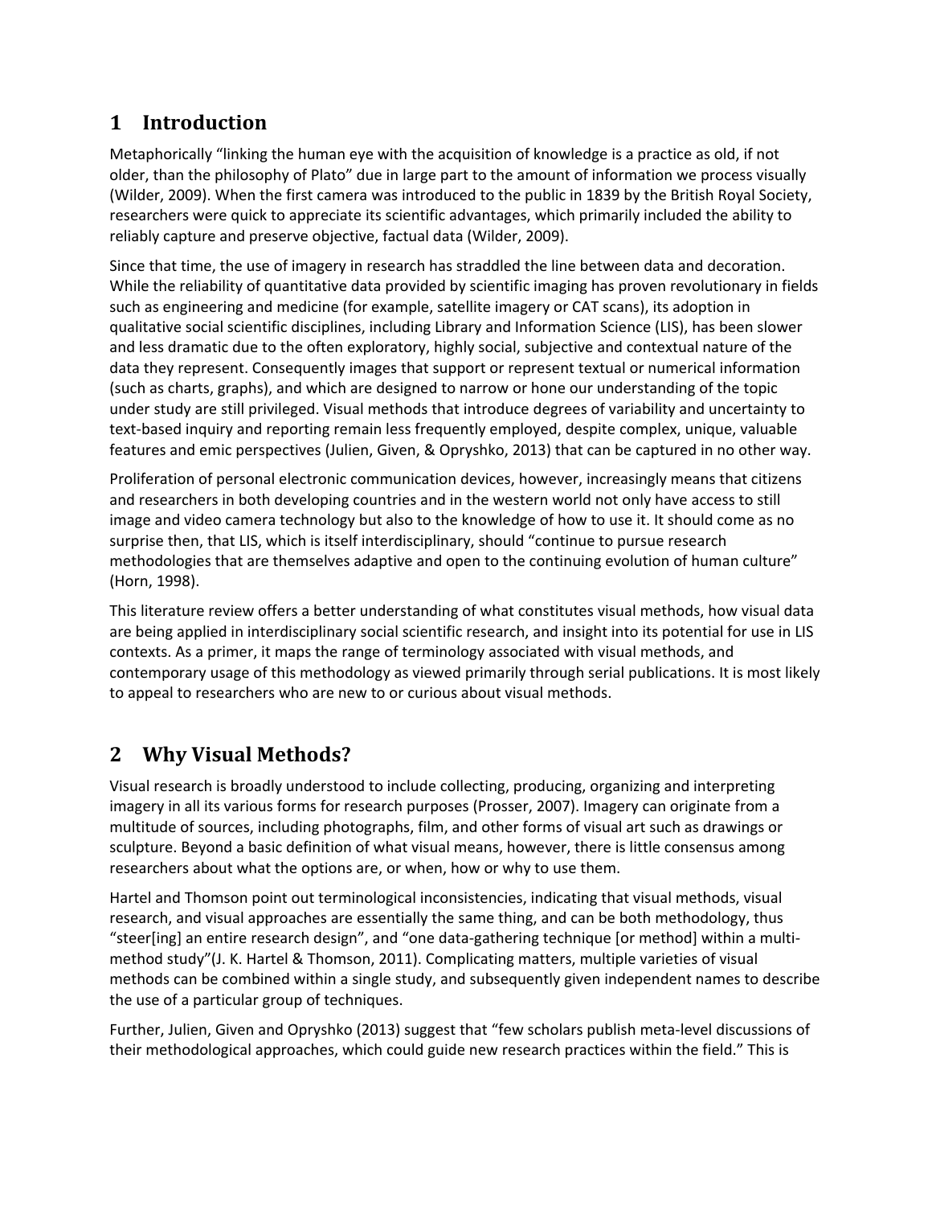# 1 Introduction

Metaphorically "linking the human eye with the acquisition of knowledge is a practice as old, if not older, than the philosophy of Plato" due in large part to the amount of information we process visually (Wilder, 2009). When the first camera was introduced to the public in 1839 by the British Royal Society, researchers were quick to appreciate its scientific advantages, which primarily included the ability to reliably capture and preserve objective, factual data (Wilder, 2009).

Since that time, the use of imagery in research has straddled the line between data and decoration. While the reliability of quantitative data provided by scientific imaging has proven revolutionary in fields such as engineering and medicine (for example, satellite imagery or CAT scans), its adoption in qualitative social scientific disciplines, including Library and Information Science (LIS), has been slower and less dramatic due to the often exploratory, highly social, subjective and contextual nature of the data they represent. Consequently images that support or represent textual or numerical information (such as charts, graphs), and which are designed to narrow or hone our understanding of the topic under study are still privileged. Visual methods that introduce degrees of variability and uncertainty to text-based inquiry and reporting remain less frequently employed, despite complex, unique, valuable features and emic perspectives (Julien, Given, & Opryshko, 2013) that can be captured in no other way.

Proliferation of personal electronic communication devices, however, increasingly means that citizens and researchers in both developing countries and in the western world not only have access to still image and video camera technology but also to the knowledge of how to use it. It should come as no surprise then, that LIS, which is itself interdisciplinary, should "continue to pursue research methodologies that are themselves adaptive and open to the continuing evolution of human culture" (Horn, 1998).

This literature review offers a better understanding of what constitutes visual methods, how visual data are being applied in interdisciplinary social scientific research, and insight into its potential for use in LIS contexts. As a primer, it maps the range of terminology associated with visual methods, and contemporary usage of this methodology as viewed primarily through serial publications. It is most likely to appeal to researchers who are new to or curious about visual methods.

# 2 Why Visual Methods?

Visual research is broadly understood to include collecting, producing, organizing and interpreting imagery in all its various forms for research purposes (Prosser, 2007). Imagery can originate from a multitude of sources, including photographs, film, and other forms of visual art such as drawings or sculpture. Beyond a basic definition of what visual means, however, there is little consensus among researchers about what the options are, or when, how or why to use them.

Hartel and Thomson point out terminological inconsistencies, indicating that visual methods, visual research, and visual approaches are essentially the same thing, and can be both methodology, thus "steer[ing] an entire research design", and "one data-gathering technique [or method] within a multi-method study"(J. K. Hartel & Thomson, 2011). Complicating matters, multiple varieties of visual methods can be combined within a single study, and subsequently given independent names to describe the use of a particular group of techniques.

Further, Julien, Given and Opryshko (2013) suggest that "few scholars publish meta-level discussions of their methodological approaches, which could guide new research practices within the field." This is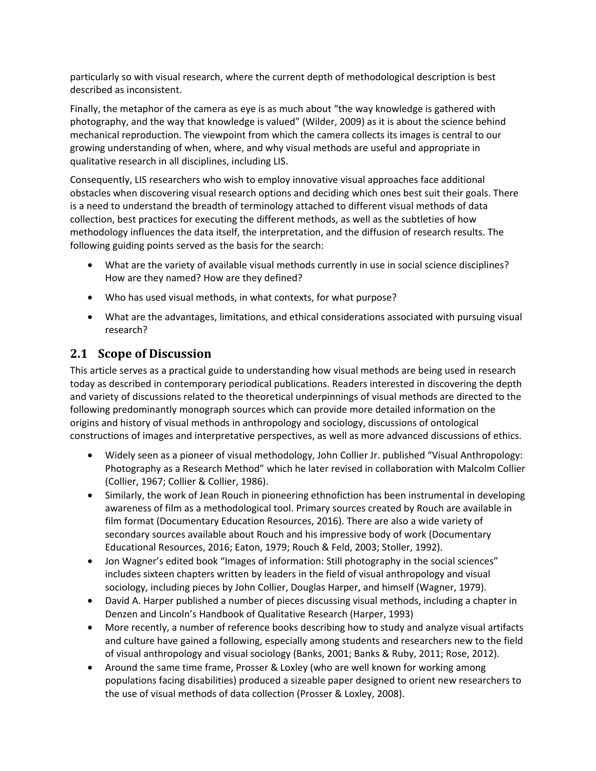particularly so with visual research, where the current depth of methodological description is best described as inconsistent.

Finally, the metaphor of the camera as eye is as much about "the way knowledge is gathered with photography, and the way that knowledge is valued" (Wilder, 2009) as it is about the science behind mechanical reproduction. The viewpoint from which the camera collects its images is central to our growing understanding of when, where, and why visual methods are useful and appropriate in qualitative research in all disciplines, including LIS.

Consequently, LIS researchers who wish to employ innovative visual approaches face additional obstacles when discovering visual research options and deciding which ones best suit their goals. There is a need to understand the breadth of terminology attached to different visual methods of data collection, best practices for executing the different methods, as well as the subtleties of how methodology influences the data itself, the interpretation, and the diffusion of research results. The following guiding points served as the basis for the search:

- What are the variety of available visual methods currently in use in social science disciplines? How are they named? How are they defined?
- Who has used visual methods, in what contexts, for what purpose?
- What are the advantages, limitations, and ethical considerations associated with pursuing visual research?

## 2.1 Scope of Discussion

This article serves as a practical guide to understanding how visual methods are being used in research today as described in contemporary periodical publications. Readers interested in discovering the depth and variety of discussions related to the theoretical underpinnings of visual methods are directed to the following predominantly monograph sources which can provide more detailed information on the origins and history of visual methods in anthropology and sociology, discussions of ontological constructions of images and interpretative perspectives, as well as more advanced discussions of ethics.

- Widely seen as a pioneer of visual methodology, John Collier Jr. published "Visual Anthropology: Photography as a Research Method" which he later revised in collaboration with Malcolm Collier (Collier, 1967; Collier & Collier, 1986).
- Similarly, the work of Jean Rouch in pioneering ethnofiction has been instrumental in developing awareness of film as a methodological tool. Primary sources created by Rouch are available in film format (Documentary Education Resources, 2016). There are also a wide variety of secondary sources available about Rouch and his impressive body of work (Documentary Educational Resources, 2016; Eaton, 1979; Rouch & Feld, 2003; Stoller, 1992).
- Jon Wagner's edited book "Images of information: Still photography in the social sciences" includes sixteen chapters written by leaders in the field of visual anthropology and visual sociology, including pieces by John Collier, Douglas Harper, and himself (Wagner, 1979).
- David A. Harper published a number of pieces discussing visual methods, including a chapter in Denzen and Lincoln's Handbook of Qualitative Research (Harper, 1993)
- More recently, a number of reference books describing how to study and analyze visual artifacts and culture have gained a following, especially among students and researchers new to the field of visual anthropology and visual sociology (Banks, 2001; Banks & Ruby, 2011; Rose, 2012).
- Around the same time frame, Prosser & Loxley (who are well known for working among populations facing disabilities) produced a sizeable paper designed to orient new researchers to the use of visual methods of data collection (Prosser & Loxley, 2008).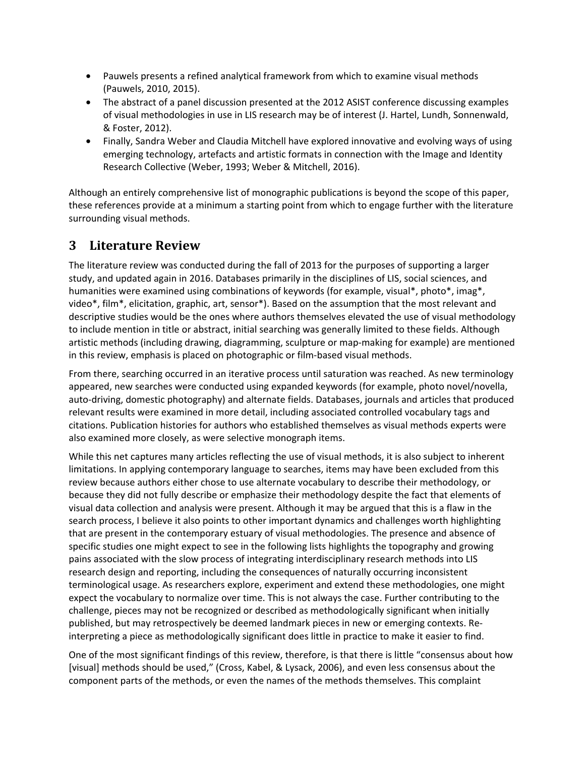- Pauwels presents a refined analytical framework from which to examine visual methods (Pauwels, 2010, 2015).
- The abstract of a panel discussion presented at the 2012 ASIST conference discussing examples of visual methodologies in use in LIS research may be of interest (J. Hartel, Lundh, Sonnenwald, & Foster, 2012).
- Finally, Sandra Weber and Claudia Mitchell have explored innovative and evolving ways of using emerging technology, artefacts and artistic formats in connection with the Image and Identity Research Collective (Weber, 1993; Weber & Mitchell, 2016).

Although an entirely comprehensive list of monographic publications is beyond the scope of this paper, these references provide at a minimum a starting point from which to engage further with the literature surrounding visual methods.

# 3 Literature Review

The literature review was conducted during the fall of 2013 for the purposes of supporting a larger study, and updated again in 2016. Databases primarily in the disciplines of LIS, social sciences, and humanities were examined using combinations of keywords (for example, visual*, photo*, imag*, video*, film*, elicitation, graphic, art, sensor*). Based on the assumption that the most relevant and descriptive studies would be the ones where authors themselves elevated the use of visual methodology to include mention in title or abstract, initial searching was generally limited to these fields. Although artistic methods (including drawing, diagramming, sculpture or map-making for example) are mentioned in this review, emphasis is placed on photographic or film-based visual methods.

From there, searching occurred in an iterative process until saturation was reached. As new terminology appeared, new searches were conducted using expanded keywords (for example, photo novel/novella, auto-driving, domestic photography) and alternate fields. Databases, journals and articles that produced relevant results were examined in more detail, including associated controlled vocabulary tags and citations. Publication histories for authors who established themselves as visual methods experts were also examined more closely, as were selective monograph items.

While this net captures many articles reflecting the use of visual methods, it is also subject to inherent limitations. In applying contemporary language to searches, items may have been excluded from this review because authors either chose to use alternate vocabulary to describe their methodology, or because they did not fully describe or emphasize their methodology despite the fact that elements of visual data collection and analysis were present. Although it may be argued that this is a flaw in the search process, I believe it also points to other important dynamics and challenges worth highlighting that are present in the contemporary estuary of visual methodologies. The presence and absence of specific studies one might expect to see in the following lists highlights the topography and growing pains associated with the slow process of integrating interdisciplinary research methods into LIS research design and reporting, including the consequences of naturally occurring inconsistent terminological usage. As researchers explore, experiment and extend these methodologies, one might expect the vocabulary to normalize over time. This is not always the case. Further contributing to the challenge, pieces may not be recognized or described as methodologically significant when initially published, but may retrospectively be deemed landmark pieces in new or emerging contexts. Re-interpreting a piece as methodologically significant does little in practice to make it easier to find.

One of the most significant findings of this review, therefore, is that there is little "consensus about how [visual] methods should be used," (Cross, Kabel, & Lysack, 2006), and even less consensus about the component parts of the methods, or even the names of the methods themselves. This complaint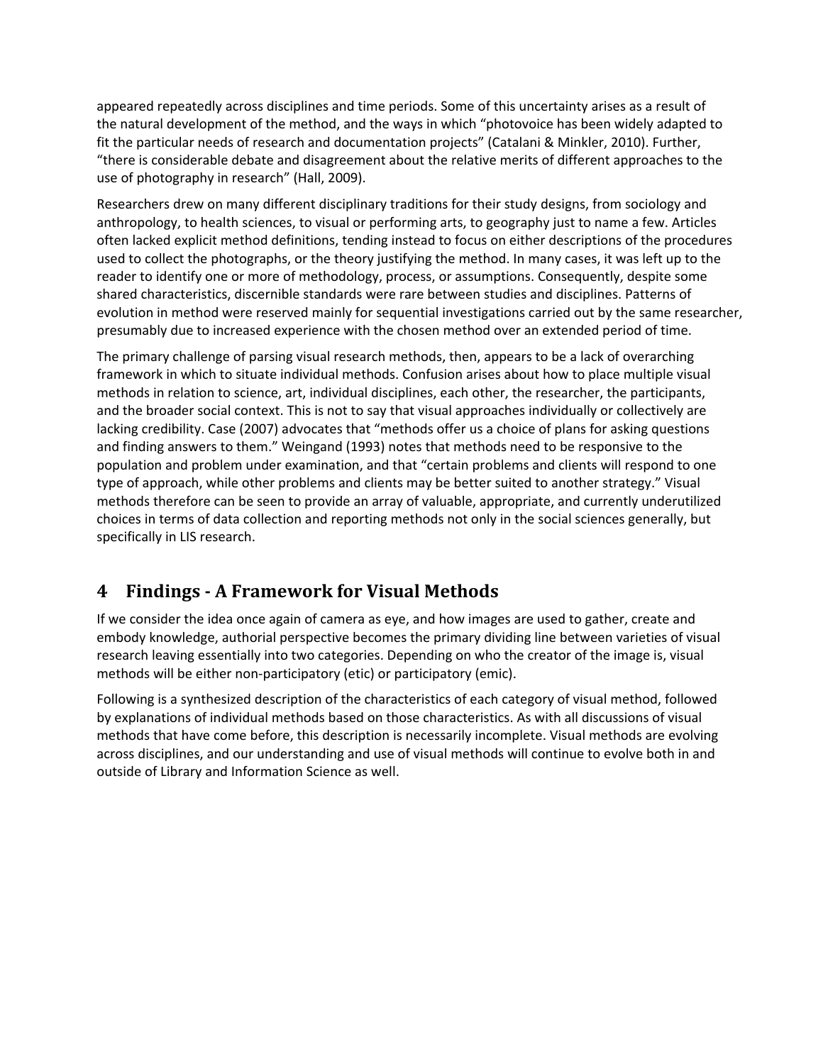appeared repeatedly across disciplines and time periods. Some of this uncertainty arises as a result of the natural development of the method, and the ways in which "photovoice has been widely adapted to fit the particular needs of research and documentation projects" (Catalani & Minkler, 2010). Further, "there is considerable debate and disagreement about the relative merits of different approaches to the use of photography in research" (Hall, 2009).

Researchers drew on many different disciplinary traditions for their study designs, from sociology and anthropology, to health sciences, to visual or performing arts, to geography just to name a few. Articles often lacked explicit method definitions, tending instead to focus on either descriptions of the procedures used to collect the photographs, or the theory justifying the method. In many cases, it was left up to the reader to identify one or more of methodology, process, or assumptions. Consequently, despite some shared characteristics, discernible standards were rare between studies and disciplines. Patterns of evolution in method were reserved mainly for sequential investigations carried out by the same researcher, presumably due to increased experience with the chosen method over an extended period of time.

The primary challenge of parsing visual research methods, then, appears to be a lack of overarching framework in which to situate individual methods. Confusion arises about how to place multiple visual methods in relation to science, art, individual disciplines, each other, the researcher, the participants, and the broader social context. This is not to say that visual approaches individually or collectively are lacking credibility. Case (2007) advocates that "methods offer us a choice of plans for asking questions and finding answers to them." Weingand (1993) notes that methods need to be responsive to the population and problem under examination, and that "certain problems and clients will respond to one type of approach, while other problems and clients may be better suited to another strategy." Visual methods therefore can be seen to provide an array of valuable, appropriate, and currently underutilized choices in terms of data collection and reporting methods not only in the social sciences generally, but specifically in LIS research.

# 4 Findings - A Framework for Visual Methods

If we consider the idea once again of camera as eye, and how images are used to gather, create and embody knowledge, authorial perspective becomes the primary dividing line between varieties of visual research leaving essentially into two categories. Depending on who the creator of the image is, visual methods will be either non-participatory (etic) or participatory (emic).

Following is a synthesized description of the characteristics of each category of visual method, followed by explanations of individual methods based on those characteristics. As with all discussions of visual methods that have come before, this description is necessarily incomplete. Visual methods are evolving across disciplines, and our understanding and use of visual methods will continue to evolve both in and outside of Library and Information Science as well.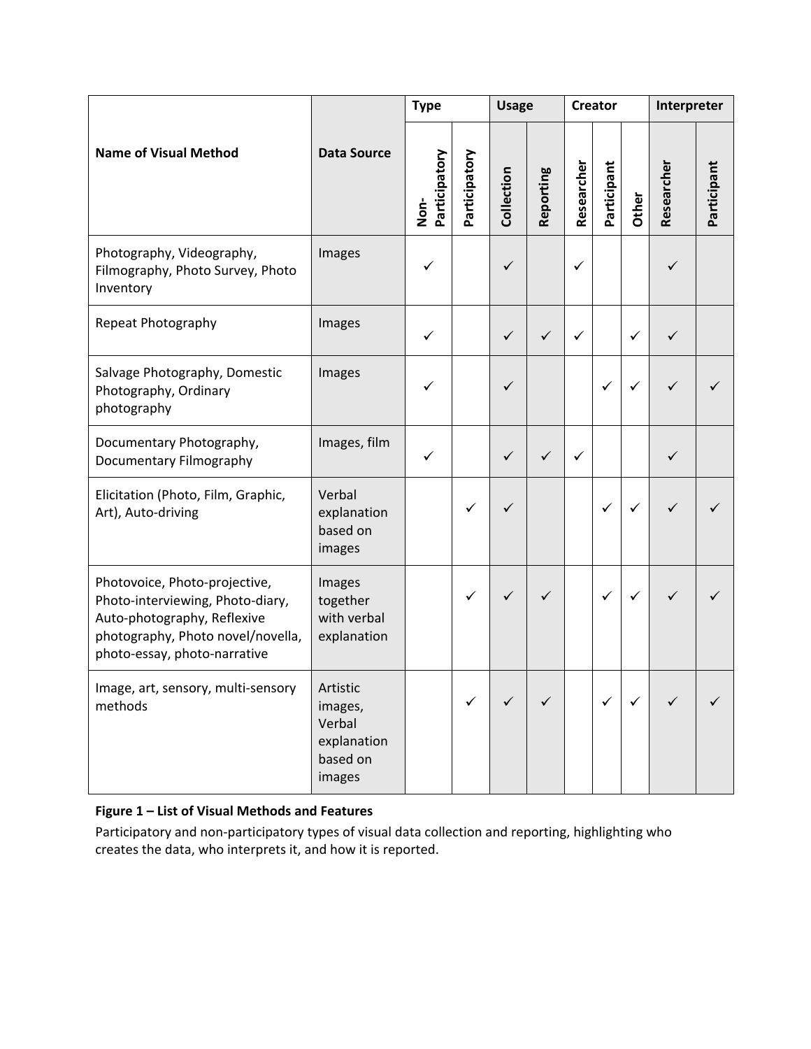| Name of Visual Method | Data Source | Type | | Usage | | Creator | | | Interpreter | |
|---|---|---|---|---|---|---|---|---|---|---|
| | | Non-Participatory | Participatory | Collection | Reporting | Researcher | Participant | Other | Researcher | Participant |
| Photography, Videography, Filmography, Photo Survey, Photo Inventory | Images | ✓ | | ✓ | | ✓ | | | ✓ | |
| Repeat Photography | Images | ✓ | | ✓ | ✓ | ✓ | | ✓ | ✓ | |
| Salvage Photography, Domestic Photography, Ordinary photography | Images | ✓ | | ✓ | | | ✓ | ✓ | ✓ | ✓ |
| Documentary Photography, Documentary Filmography | Images, film | ✓ | | ✓ | ✓ | ✓ | | | ✓ | |
| Elicitation (Photo, Film, Graphic, Art), Auto-driving | Verbal explanation based on images | | ✓ | ✓ | | | ✓ | ✓ | ✓ | ✓ |
| Photovoice, Photo-projective, Photo-interviewing, Photo-diary, Auto-photography, Reflexive photography, Photo novel/novella, photo-essay, photo-narrative | Images together with verbal explanation | | ✓ | ✓ | ✓ | | ✓ | ✓ | ✓ | ✓ |
| Image, art, sensory, multi-sensory methods | Artistic images, Verbal explanation based on images | | ✓ | ✓ | ✓ | | ✓ | ✓ | ✓ | ✓ |

**Figure 1 – List of Visual Methods and Features**

Participatory and non-participatory types of visual data collection and reporting, highlighting who creates the data, who interprets it, and how it is reported.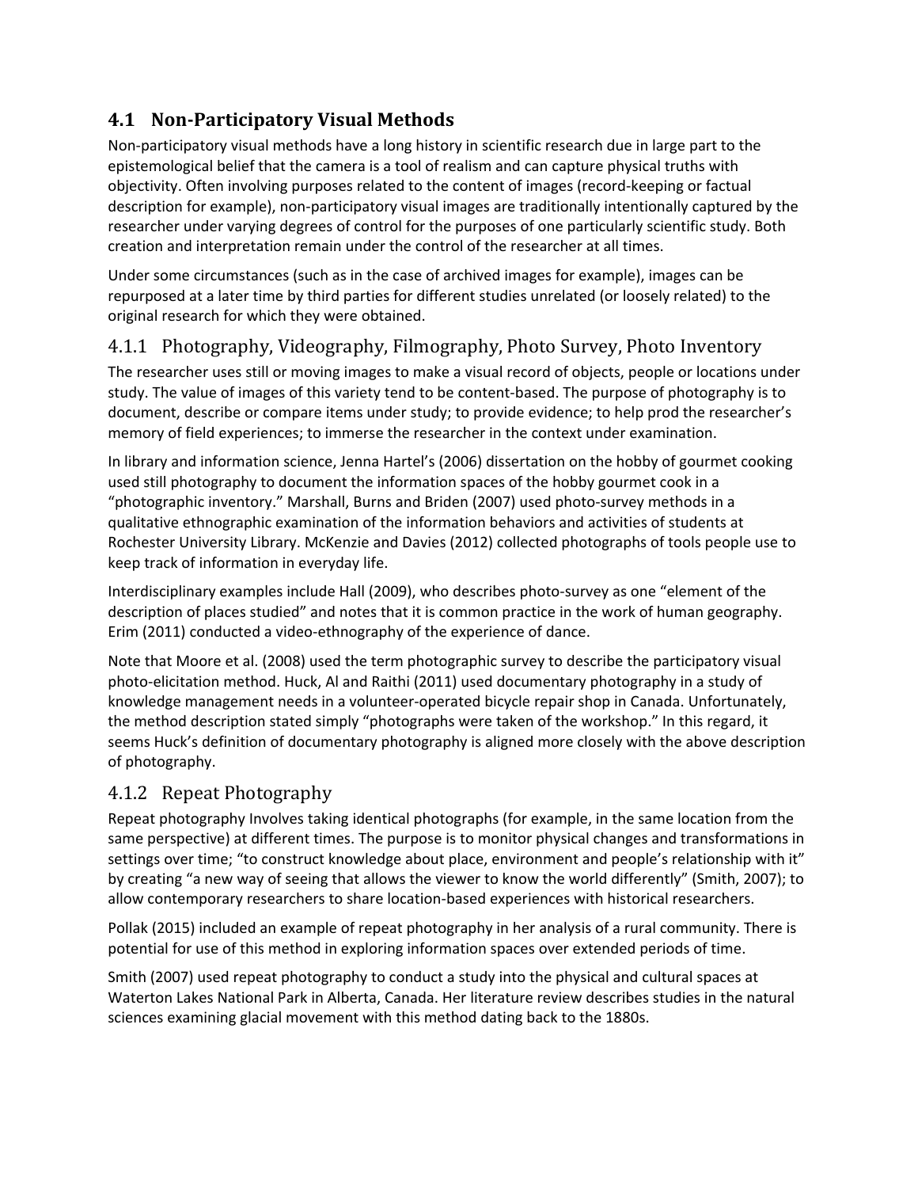## 4.1 Non-Participatory Visual Methods

Non-participatory visual methods have a long history in scientific research due in large part to the epistemological belief that the camera is a tool of realism and can capture physical truths with objectivity. Often involving purposes related to the content of images (record-keeping or factual description for example), non-participatory visual images are traditionally intentionally captured by the researcher under varying degrees of control for the purposes of one particularly scientific study. Both creation and interpretation remain under the control of the researcher at all times.

Under some circumstances (such as in the case of archived images for example), images can be repurposed at a later time by third parties for different studies unrelated (or loosely related) to the original research for which they were obtained.

### 4.1.1 Photography, Videography, Filmography, Photo Survey, Photo Inventory

The researcher uses still or moving images to make a visual record of objects, people or locations under study. The value of images of this variety tend to be content-based. The purpose of photography is to document, describe or compare items under study; to provide evidence; to help prod the researcher's memory of field experiences; to immerse the researcher in the context under examination.

In library and information science, Jenna Hartel's (2006) dissertation on the hobby of gourmet cooking used still photography to document the information spaces of the hobby gourmet cook in a "photographic inventory." Marshall, Burns and Briden (2007) used photo-survey methods in a qualitative ethnographic examination of the information behaviors and activities of students at Rochester University Library. McKenzie and Davies (2012) collected photographs of tools people use to keep track of information in everyday life.

Interdisciplinary examples include Hall (2009), who describes photo-survey as one "element of the description of places studied" and notes that it is common practice in the work of human geography. Erim (2011) conducted a video-ethnography of the experience of dance.

Note that Moore et al. (2008) used the term photographic survey to describe the participatory visual photo-elicitation method. Huck, Al and Raithi (2011) used documentary photography in a study of knowledge management needs in a volunteer-operated bicycle repair shop in Canada. Unfortunately, the method description stated simply "photographs were taken of the workshop." In this regard, it seems Huck's definition of documentary photography is aligned more closely with the above description of photography.

### 4.1.2 Repeat Photography

Repeat photography Involves taking identical photographs (for example, in the same location from the same perspective) at different times. The purpose is to monitor physical changes and transformations in settings over time; "to construct knowledge about place, environment and people's relationship with it" by creating "a new way of seeing that allows the viewer to know the world differently" (Smith, 2007); to allow contemporary researchers to share location-based experiences with historical researchers.

Pollak (2015) included an example of repeat photography in her analysis of a rural community. There is potential for use of this method in exploring information spaces over extended periods of time.

Smith (2007) used repeat photography to conduct a study into the physical and cultural spaces at Waterton Lakes National Park in Alberta, Canada. Her literature review describes studies in the natural sciences examining glacial movement with this method dating back to the 1880s.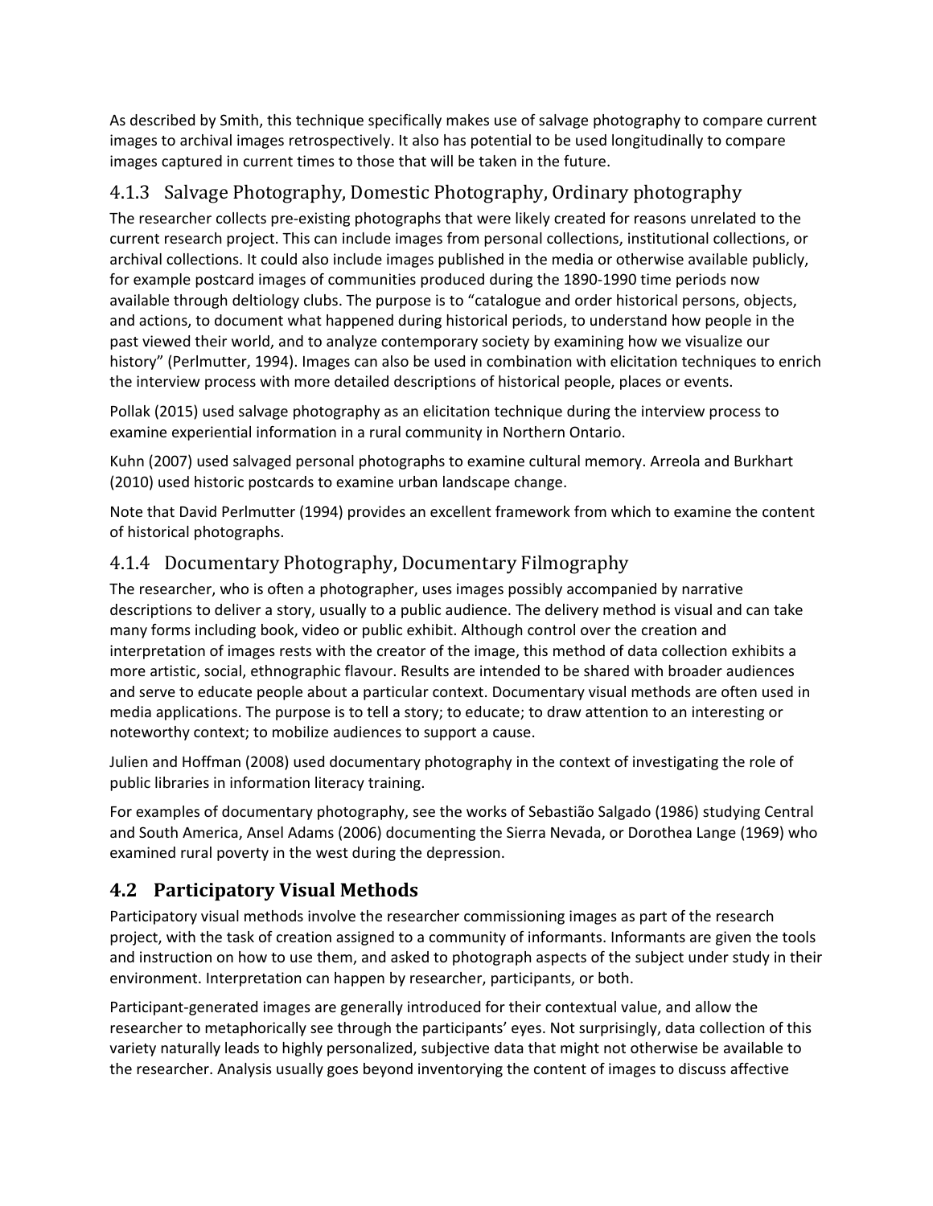As described by Smith, this technique specifically makes use of salvage photography to compare current images to archival images retrospectively. It also has potential to be used longitudinally to compare images captured in current times to those that will be taken in the future.

### 4.1.3 Salvage Photography, Domestic Photography, Ordinary photography

The researcher collects pre-existing photographs that were likely created for reasons unrelated to the current research project. This can include images from personal collections, institutional collections, or archival collections. It could also include images published in the media or otherwise available publicly, for example postcard images of communities produced during the 1890-1990 time periods now available through deltiology clubs. The purpose is to "catalogue and order historical persons, objects, and actions, to document what happened during historical periods, to understand how people in the past viewed their world, and to analyze contemporary society by examining how we visualize our history" (Perlmutter, 1994). Images can also be used in combination with elicitation techniques to enrich the interview process with more detailed descriptions of historical people, places or events.

Pollak (2015) used salvage photography as an elicitation technique during the interview process to examine experiential information in a rural community in Northern Ontario.

Kuhn (2007) used salvaged personal photographs to examine cultural memory. Arreola and Burkhart (2010) used historic postcards to examine urban landscape change.

Note that David Perlmutter (1994) provides an excellent framework from which to examine the content of historical photographs.

### 4.1.4 Documentary Photography, Documentary Filmography

The researcher, who is often a photographer, uses images possibly accompanied by narrative descriptions to deliver a story, usually to a public audience. The delivery method is visual and can take many forms including book, video or public exhibit. Although control over the creation and interpretation of images rests with the creator of the image, this method of data collection exhibits a more artistic, social, ethnographic flavour. Results are intended to be shared with broader audiences and serve to educate people about a particular context. Documentary visual methods are often used in media applications. The purpose is to tell a story; to educate; to draw attention to an interesting or noteworthy context; to mobilize audiences to support a cause.

Julien and Hoffman (2008) used documentary photography in the context of investigating the role of public libraries in information literacy training.

For examples of documentary photography, see the works of Sebastião Salgado (1986) studying Central and South America, Ansel Adams (2006) documenting the Sierra Nevada, or Dorothea Lange (1969) who examined rural poverty in the west during the depression.

## 4.2 Participatory Visual Methods

Participatory visual methods involve the researcher commissioning images as part of the research project, with the task of creation assigned to a community of informants. Informants are given the tools and instruction on how to use them, and asked to photograph aspects of the subject under study in their environment. Interpretation can happen by researcher, participants, or both.

Participant-generated images are generally introduced for their contextual value, and allow the researcher to metaphorically see through the participants' eyes. Not surprisingly, data collection of this variety naturally leads to highly personalized, subjective data that might not otherwise be available to the researcher. Analysis usually goes beyond inventorying the content of images to discuss affective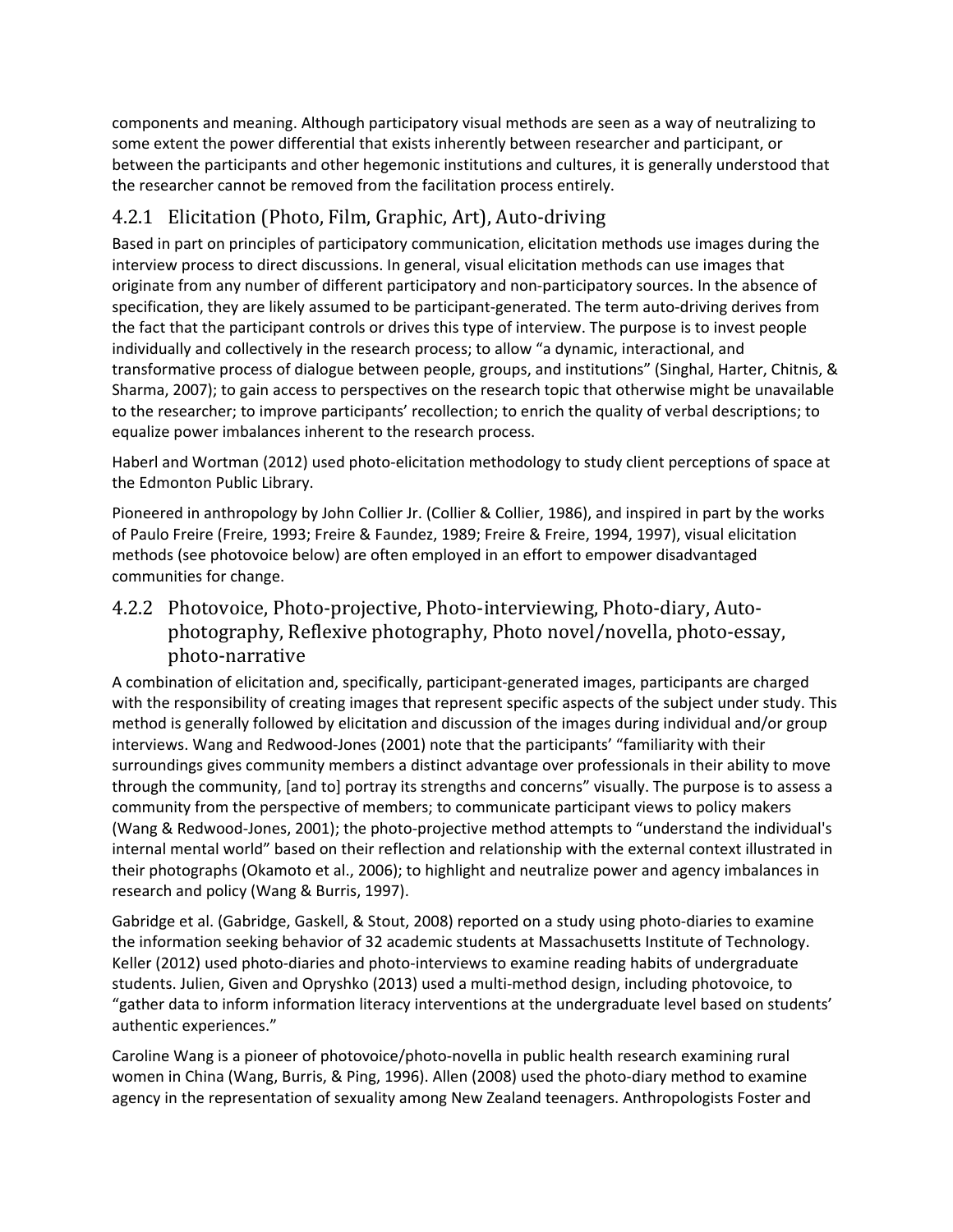components and meaning. Although participatory visual methods are seen as a way of neutralizing to some extent the power differential that exists inherently between researcher and participant, or between the participants and other hegemonic institutions and cultures, it is generally understood that the researcher cannot be removed from the facilitation process entirely.

### 4.2.1 Elicitation (Photo, Film, Graphic, Art), Auto-driving

Based in part on principles of participatory communication, elicitation methods use images during the interview process to direct discussions. In general, visual elicitation methods can use images that originate from any number of different participatory and non-participatory sources. In the absence of specification, they are likely assumed to be participant-generated. The term auto-driving derives from the fact that the participant controls or drives this type of interview. The purpose is to invest people individually and collectively in the research process; to allow "a dynamic, interactional, and transformative process of dialogue between people, groups, and institutions" (Singhal, Harter, Chitnis, & Sharma, 2007); to gain access to perspectives on the research topic that otherwise might be unavailable to the researcher; to improve participants' recollection; to enrich the quality of verbal descriptions; to equalize power imbalances inherent to the research process.

Haberl and Wortman (2012) used photo-elicitation methodology to study client perceptions of space at the Edmonton Public Library.

Pioneered in anthropology by John Collier Jr. (Collier & Collier, 1986), and inspired in part by the works of Paulo Freire (Freire, 1993; Freire & Faundez, 1989; Freire & Freire, 1994, 1997), visual elicitation methods (see photovoice below) are often employed in an effort to empower disadvantaged communities for change.

### 4.2.2 Photovoice, Photo-projective, Photo-interviewing, Photo-diary, Auto-photography, Reflexive photography, Photo novel/novella, photo-essay, photo-narrative

A combination of elicitation and, specifically, participant-generated images, participants are charged with the responsibility of creating images that represent specific aspects of the subject under study. This method is generally followed by elicitation and discussion of the images during individual and/or group interviews. Wang and Redwood-Jones (2001) note that the participants' "familiarity with their surroundings gives community members a distinct advantage over professionals in their ability to move through the community, [and to] portray its strengths and concerns" visually. The purpose is to assess a community from the perspective of members; to communicate participant views to policy makers (Wang & Redwood-Jones, 2001); the photo-projective method attempts to "understand the individual's internal mental world" based on their reflection and relationship with the external context illustrated in their photographs (Okamoto et al., 2006); to highlight and neutralize power and agency imbalances in research and policy (Wang & Burris, 1997).

Gabridge et al. (Gabridge, Gaskell, & Stout, 2008) reported on a study using photo-diaries to examine the information seeking behavior of 32 academic students at Massachusetts Institute of Technology. Keller (2012) used photo-diaries and photo-interviews to examine reading habits of undergraduate students. Julien, Given and Opryshko (2013) used a multi-method design, including photovoice, to "gather data to inform information literacy interventions at the undergraduate level based on students' authentic experiences."

Caroline Wang is a pioneer of photovoice/photo-novella in public health research examining rural women in China (Wang, Burris, & Ping, 1996). Allen (2008) used the photo-diary method to examine agency in the representation of sexuality among New Zealand teenagers. Anthropologists Foster and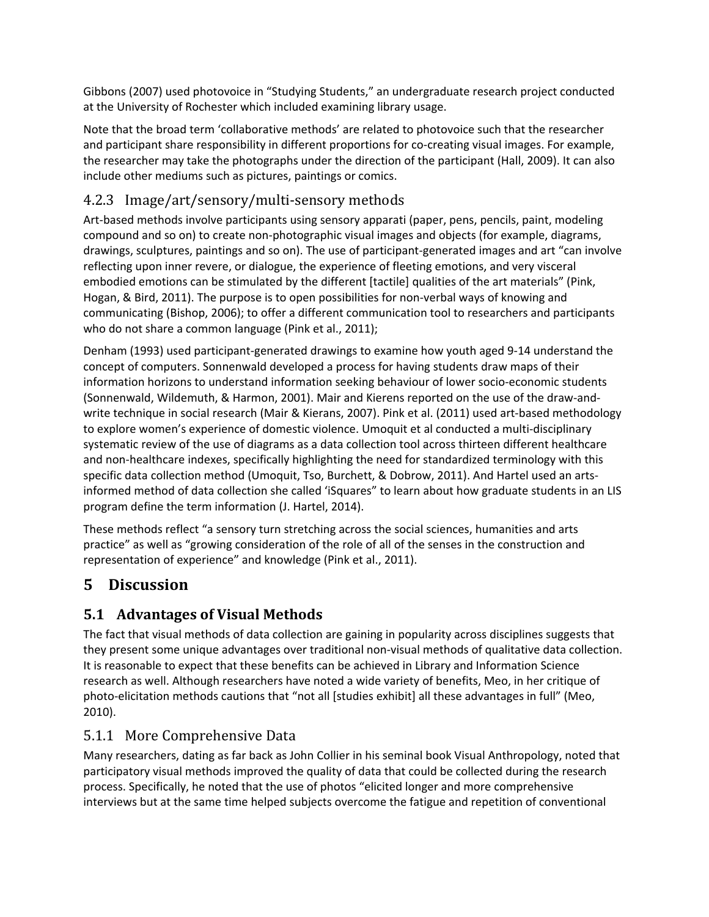Gibbons (2007) used photovoice in "Studying Students," an undergraduate research project conducted at the University of Rochester which included examining library usage.

Note that the broad term 'collaborative methods' are related to photovoice such that the researcher and participant share responsibility in different proportions for co-creating visual images. For example, the researcher may take the photographs under the direction of the participant (Hall, 2009). It can also include other mediums such as pictures, paintings or comics.

### 4.2.3 Image/art/sensory/multi-sensory methods

Art-based methods involve participants using sensory apparati (paper, pens, pencils, paint, modeling compound and so on) to create non-photographic visual images and objects (for example, diagrams, drawings, sculptures, paintings and so on). The use of participant-generated images and art "can involve reflecting upon inner revere, or dialogue, the experience of fleeting emotions, and very visceral embodied emotions can be stimulated by the different [tactile] qualities of the art materials" (Pink, Hogan, & Bird, 2011). The purpose is to open possibilities for non-verbal ways of knowing and communicating (Bishop, 2006); to offer a different communication tool to researchers and participants who do not share a common language (Pink et al., 2011);

Denham (1993) used participant-generated drawings to examine how youth aged 9-14 understand the concept of computers. Sonnenwald developed a process for having students draw maps of their information horizons to understand information seeking behaviour of lower socio-economic students (Sonnenwald, Wildemuth, & Harmon, 2001). Mair and Kierens reported on the use of the draw-and-write technique in social research (Mair & Kierans, 2007). Pink et al. (2011) used art-based methodology to explore women's experience of domestic violence. Umoquit et al conducted a multi-disciplinary systematic review of the use of diagrams as a data collection tool across thirteen different healthcare and non-healthcare indexes, specifically highlighting the need for standardized terminology with this specific data collection method (Umoquit, Tso, Burchett, & Dobrow, 2011). And Hartel used an arts-informed method of data collection she called 'iSquares" to learn about how graduate students in an LIS program define the term information (J. Hartel, 2014).

These methods reflect "a sensory turn stretching across the social sciences, humanities and arts practice" as well as "growing consideration of the role of all of the senses in the construction and representation of experience" and knowledge (Pink et al., 2011).

# 5 Discussion

## 5.1 Advantages of Visual Methods

The fact that visual methods of data collection are gaining in popularity across disciplines suggests that they present some unique advantages over traditional non-visual methods of qualitative data collection. It is reasonable to expect that these benefits can be achieved in Library and Information Science research as well. Although researchers have noted a wide variety of benefits, Meo, in her critique of photo-elicitation methods cautions that "not all [studies exhibit] all these advantages in full" (Meo, 2010).

### 5.1.1 More Comprehensive Data

Many researchers, dating as far back as John Collier in his seminal book Visual Anthropology, noted that participatory visual methods improved the quality of data that could be collected during the research process. Specifically, he noted that the use of photos "elicited longer and more comprehensive interviews but at the same time helped subjects overcome the fatigue and repetition of conventional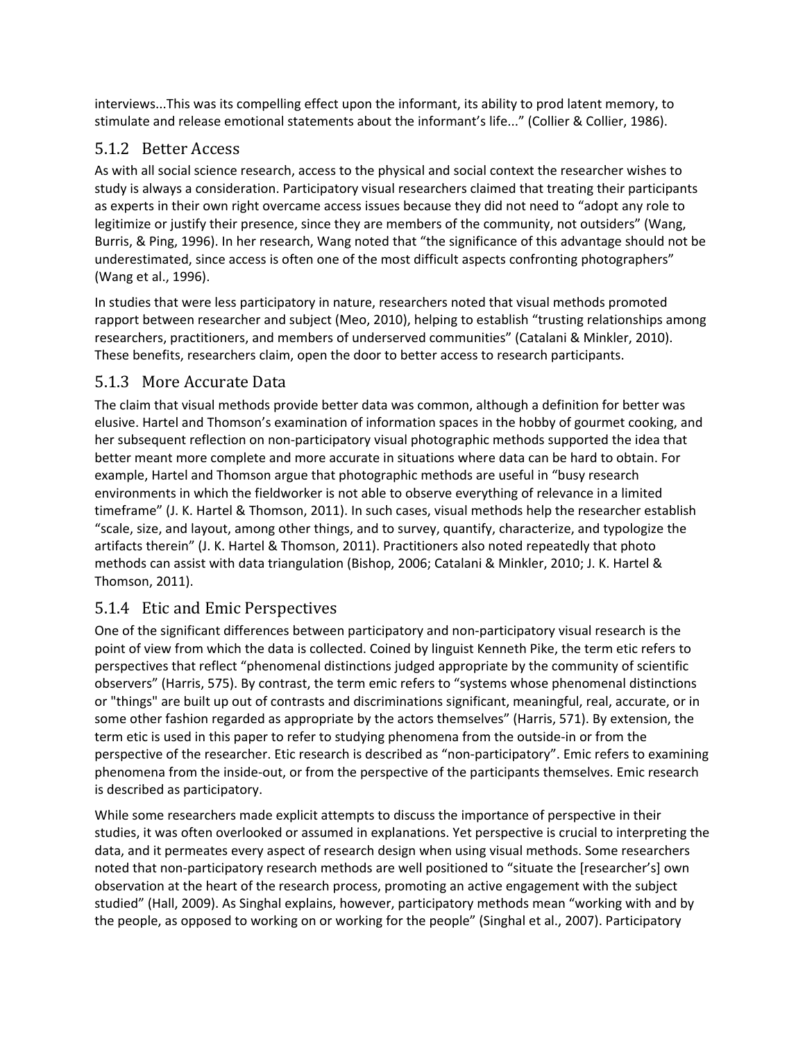interviews...This was its compelling effect upon the informant, its ability to prod latent memory, to stimulate and release emotional statements about the informant's life..." (Collier & Collier, 1986).

### 5.1.2 Better Access

As with all social science research, access to the physical and social context the researcher wishes to study is always a consideration. Participatory visual researchers claimed that treating their participants as experts in their own right overcame access issues because they did not need to "adopt any role to legitimize or justify their presence, since they are members of the community, not outsiders" (Wang, Burris, & Ping, 1996). In her research, Wang noted that "the significance of this advantage should not be underestimated, since access is often one of the most difficult aspects confronting photographers" (Wang et al., 1996).

In studies that were less participatory in nature, researchers noted that visual methods promoted rapport between researcher and subject (Meo, 2010), helping to establish "trusting relationships among researchers, practitioners, and members of underserved communities" (Catalani & Minkler, 2010). These benefits, researchers claim, open the door to better access to research participants.

### 5.1.3 More Accurate Data

The claim that visual methods provide better data was common, although a definition for better was elusive. Hartel and Thomson's examination of information spaces in the hobby of gourmet cooking, and her subsequent reflection on non-participatory visual photographic methods supported the idea that better meant more complete and more accurate in situations where data can be hard to obtain. For example, Hartel and Thomson argue that photographic methods are useful in "busy research environments in which the fieldworker is not able to observe everything of relevance in a limited timeframe" (J. K. Hartel & Thomson, 2011). In such cases, visual methods help the researcher establish "scale, size, and layout, among other things, and to survey, quantify, characterize, and typologize the artifacts therein" (J. K. Hartel & Thomson, 2011). Practitioners also noted repeatedly that photo methods can assist with data triangulation (Bishop, 2006; Catalani & Minkler, 2010; J. K. Hartel & Thomson, 2011).

### 5.1.4 Etic and Emic Perspectives

One of the significant differences between participatory and non-participatory visual research is the point of view from which the data is collected. Coined by linguist Kenneth Pike, the term etic refers to perspectives that reflect "phenomenal distinctions judged appropriate by the community of scientific observers" (Harris, 575). By contrast, the term emic refers to "systems whose phenomenal distinctions or "things" are built up out of contrasts and discriminations significant, meaningful, real, accurate, or in some other fashion regarded as appropriate by the actors themselves" (Harris, 571). By extension, the term etic is used in this paper to refer to studying phenomena from the outside-in or from the perspective of the researcher. Etic research is described as "non-participatory". Emic refers to examining phenomena from the inside-out, or from the perspective of the participants themselves. Emic research is described as participatory.

While some researchers made explicit attempts to discuss the importance of perspective in their studies, it was often overlooked or assumed in explanations. Yet perspective is crucial to interpreting the data, and it permeates every aspect of research design when using visual methods. Some researchers noted that non-participatory research methods are well positioned to "situate the [researcher's] own observation at the heart of the research process, promoting an active engagement with the subject studied" (Hall, 2009). As Singhal explains, however, participatory methods mean "working with and by the people, as opposed to working on or working for the people" (Singhal et al., 2007). Participatory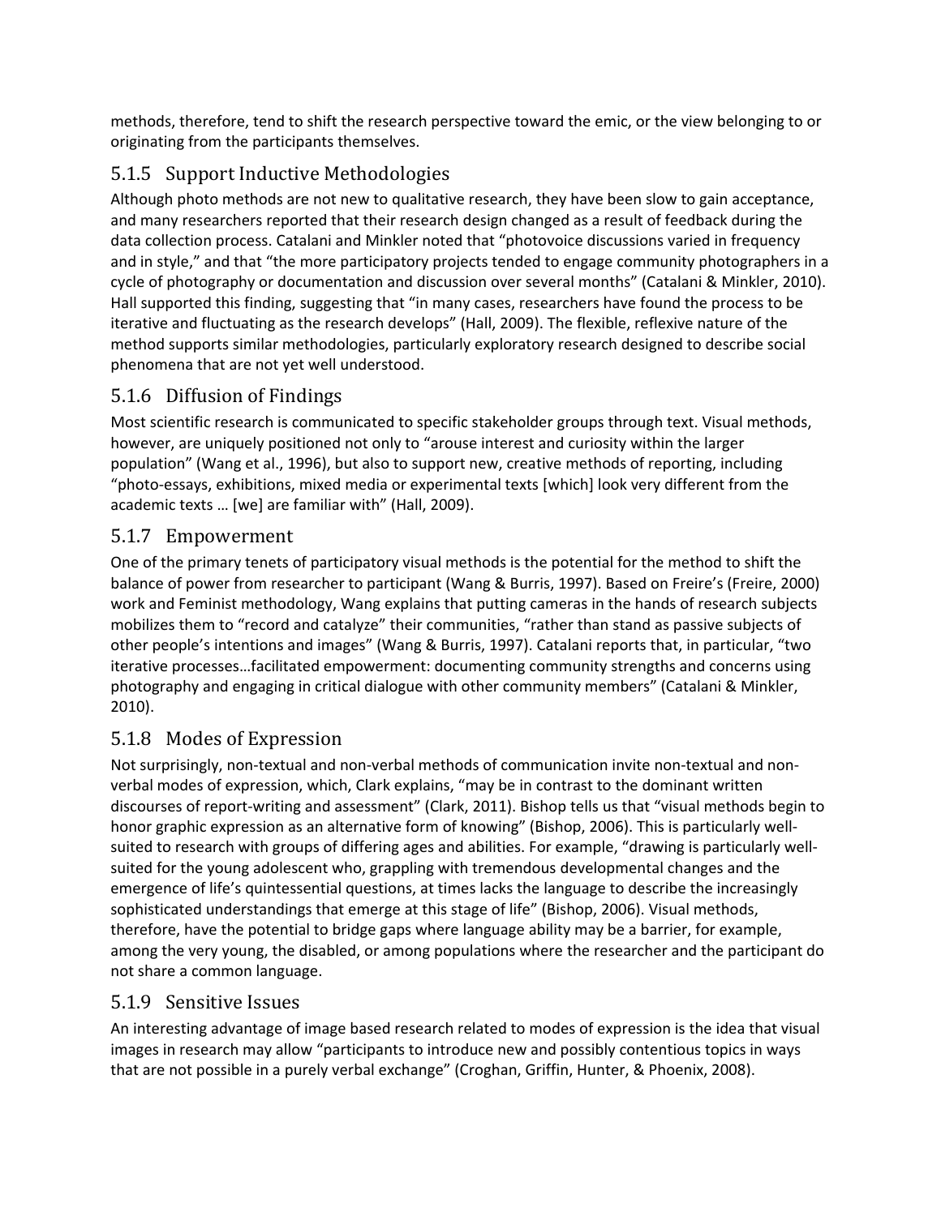methods, therefore, tend to shift the research perspective toward the emic, or the view belonging to or originating from the participants themselves.

### 5.1.5 Support Inductive Methodologies

Although photo methods are not new to qualitative research, they have been slow to gain acceptance, and many researchers reported that their research design changed as a result of feedback during the data collection process. Catalani and Minkler noted that "photovoice discussions varied in frequency and in style," and that "the more participatory projects tended to engage community photographers in a cycle of photography or documentation and discussion over several months" (Catalani & Minkler, 2010). Hall supported this finding, suggesting that "in many cases, researchers have found the process to be iterative and fluctuating as the research develops" (Hall, 2009). The flexible, reflexive nature of the method supports similar methodologies, particularly exploratory research designed to describe social phenomena that are not yet well understood.

### 5.1.6 Diffusion of Findings

Most scientific research is communicated to specific stakeholder groups through text. Visual methods, however, are uniquely positioned not only to "arouse interest and curiosity within the larger population" (Wang et al., 1996), but also to support new, creative methods of reporting, including "photo-essays, exhibitions, mixed media or experimental texts [which] look very different from the academic texts … [we] are familiar with" (Hall, 2009).

### 5.1.7 Empowerment

One of the primary tenets of participatory visual methods is the potential for the method to shift the balance of power from researcher to participant (Wang & Burris, 1997). Based on Freire's (Freire, 2000) work and Feminist methodology, Wang explains that putting cameras in the hands of research subjects mobilizes them to "record and catalyze" their communities, "rather than stand as passive subjects of other people's intentions and images" (Wang & Burris, 1997). Catalani reports that, in particular, "two iterative processes…facilitated empowerment: documenting community strengths and concerns using photography and engaging in critical dialogue with other community members" (Catalani & Minkler, 2010).

### 5.1.8 Modes of Expression

Not surprisingly, non-textual and non-verbal methods of communication invite non-textual and non-verbal modes of expression, which, Clark explains, "may be in contrast to the dominant written discourses of report-writing and assessment" (Clark, 2011). Bishop tells us that "visual methods begin to honor graphic expression as an alternative form of knowing" (Bishop, 2006). This is particularly well-suited to research with groups of differing ages and abilities. For example, "drawing is particularly well-suited for the young adolescent who, grappling with tremendous developmental changes and the emergence of life's quintessential questions, at times lacks the language to describe the increasingly sophisticated understandings that emerge at this stage of life" (Bishop, 2006). Visual methods, therefore, have the potential to bridge gaps where language ability may be a barrier, for example, among the very young, the disabled, or among populations where the researcher and the participant do not share a common language.

### 5.1.9 Sensitive Issues

An interesting advantage of image based research related to modes of expression is the idea that visual images in research may allow "participants to introduce new and possibly contentious topics in ways that are not possible in a purely verbal exchange" (Croghan, Griffin, Hunter, & Phoenix, 2008).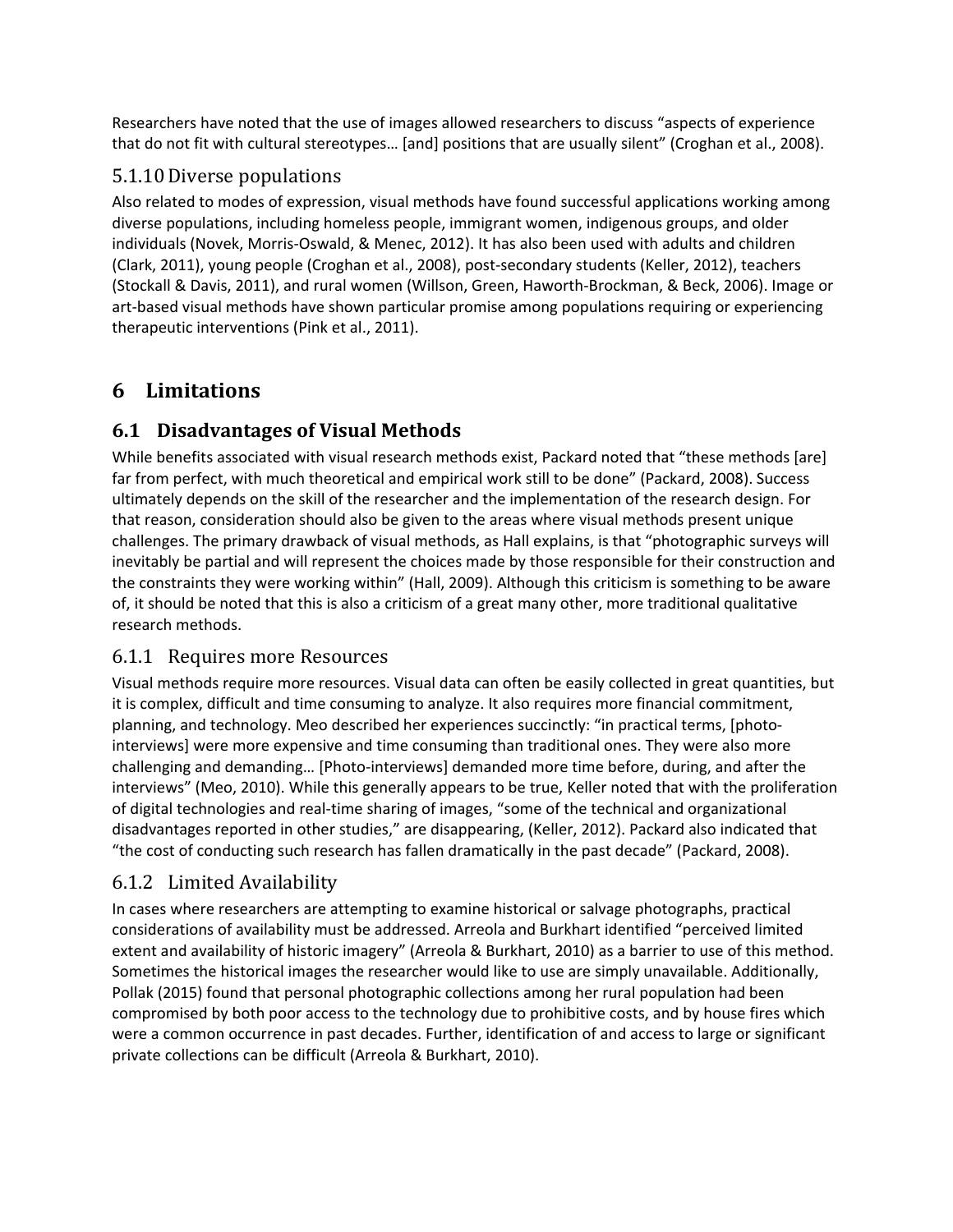Researchers have noted that the use of images allowed researchers to discuss “aspects of experience that do not fit with cultural stereotypes… [and] positions that are usually silent” (Croghan et al., 2008).

### 5.1.10 Diverse populations

Also related to modes of expression, visual methods have found successful applications working among diverse populations, including homeless people, immigrant women, indigenous groups, and older individuals (Novek, Morris-Oswald, & Menec, 2012). It has also been used with adults and children (Clark, 2011), young people (Croghan et al., 2008), post-secondary students (Keller, 2012), teachers (Stockall & Davis, 2011), and rural women (Willson, Green, Haworth-Brockman, & Beck, 2006). Image or art-based visual methods have shown particular promise among populations requiring or experiencing therapeutic interventions (Pink et al., 2011).

# 6 Limitations

## 6.1 Disadvantages of Visual Methods

While benefits associated with visual research methods exist, Packard noted that “these methods [are] far from perfect, with much theoretical and empirical work still to be done” (Packard, 2008). Success ultimately depends on the skill of the researcher and the implementation of the research design. For that reason, consideration should also be given to the areas where visual methods present unique challenges. The primary drawback of visual methods, as Hall explains, is that “photographic surveys will inevitably be partial and will represent the choices made by those responsible for their construction and the constraints they were working within” (Hall, 2009). Although this criticism is something to be aware of, it should be noted that this is also a criticism of a great many other, more traditional qualitative research methods.

### 6.1.1 Requires more Resources

Visual methods require more resources. Visual data can often be easily collected in great quantities, but it is complex, difficult and time consuming to analyze. It also requires more financial commitment, planning, and technology. Meo described her experiences succinctly: “in practical terms, [photo-interviews] were more expensive and time consuming than traditional ones. They were also more challenging and demanding… [Photo-interviews] demanded more time before, during, and after the interviews” (Meo, 2010). While this generally appears to be true, Keller noted that with the proliferation of digital technologies and real-time sharing of images, “some of the technical and organizational disadvantages reported in other studies,” are disappearing, (Keller, 2012). Packard also indicated that “the cost of conducting such research has fallen dramatically in the past decade” (Packard, 2008).

### 6.1.2 Limited Availability

In cases where researchers are attempting to examine historical or salvage photographs, practical considerations of availability must be addressed. Arreola and Burkhart identified “perceived limited extent and availability of historic imagery” (Arreola & Burkhart, 2010) as a barrier to use of this method. Sometimes the historical images the researcher would like to use are simply unavailable. Additionally, Pollak (2015) found that personal photographic collections among her rural population had been compromised by both poor access to the technology due to prohibitive costs, and by house fires which were a common occurrence in past decades. Further, identification of and access to large or significant private collections can be difficult (Arreola & Burkhart, 2010).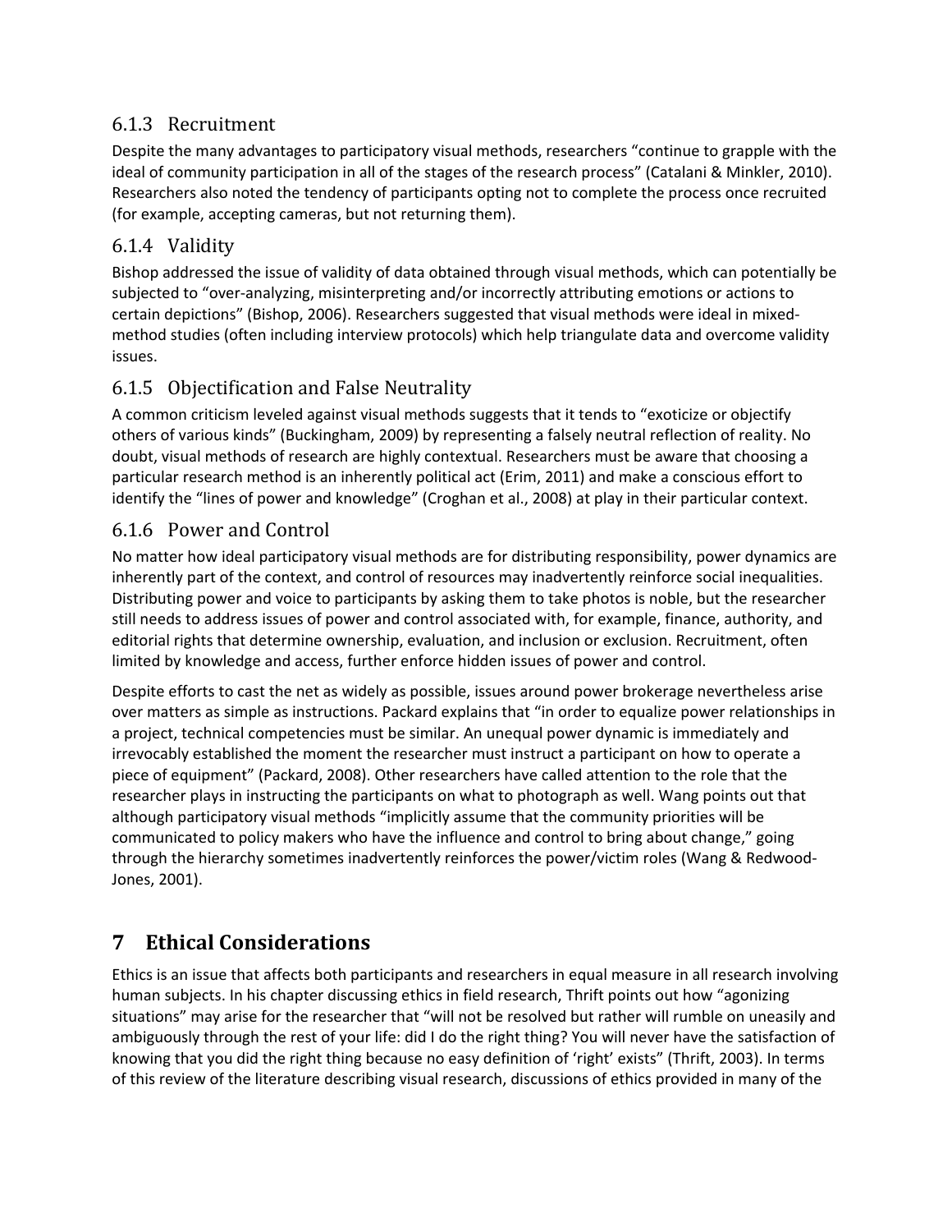### 6.1.3 Recruitment

Despite the many advantages to participatory visual methods, researchers "continue to grapple with the ideal of community participation in all of the stages of the research process" (Catalani & Minkler, 2010). Researchers also noted the tendency of participants opting not to complete the process once recruited (for example, accepting cameras, but not returning them).

### 6.1.4 Validity

Bishop addressed the issue of validity of data obtained through visual methods, which can potentially be subjected to "over-analyzing, misinterpreting and/or incorrectly attributing emotions or actions to certain depictions" (Bishop, 2006). Researchers suggested that visual methods were ideal in mixed-method studies (often including interview protocols) which help triangulate data and overcome validity issues.

### 6.1.5 Objectification and False Neutrality

A common criticism leveled against visual methods suggests that it tends to "exoticize or objectify others of various kinds" (Buckingham, 2009) by representing a falsely neutral reflection of reality. No doubt, visual methods of research are highly contextual. Researchers must be aware that choosing a particular research method is an inherently political act (Erim, 2011) and make a conscious effort to identify the "lines of power and knowledge" (Croghan et al., 2008) at play in their particular context.

### 6.1.6 Power and Control

No matter how ideal participatory visual methods are for distributing responsibility, power dynamics are inherently part of the context, and control of resources may inadvertently reinforce social inequalities. Distributing power and voice to participants by asking them to take photos is noble, but the researcher still needs to address issues of power and control associated with, for example, finance, authority, and editorial rights that determine ownership, evaluation, and inclusion or exclusion. Recruitment, often limited by knowledge and access, further enforce hidden issues of power and control.

Despite efforts to cast the net as widely as possible, issues around power brokerage nevertheless arise over matters as simple as instructions. Packard explains that "in order to equalize power relationships in a project, technical competencies must be similar. An unequal power dynamic is immediately and irrevocably established the moment the researcher must instruct a participant on how to operate a piece of equipment" (Packard, 2008). Other researchers have called attention to the role that the researcher plays in instructing the participants on what to photograph as well. Wang points out that although participatory visual methods "implicitly assume that the community priorities will be communicated to policy makers who have the influence and control to bring about change," going through the hierarchy sometimes inadvertently reinforces the power/victim roles (Wang & Redwood-Jones, 2001).

# 7 Ethical Considerations

Ethics is an issue that affects both participants and researchers in equal measure in all research involving human subjects. In his chapter discussing ethics in field research, Thrift points out how "agonizing situations" may arise for the researcher that "will not be resolved but rather will rumble on uneasily and ambiguously through the rest of your life: did I do the right thing? You will never have the satisfaction of knowing that you did the right thing because no easy definition of 'right' exists" (Thrift, 2003). In terms of this review of the literature describing visual research, discussions of ethics provided in many of the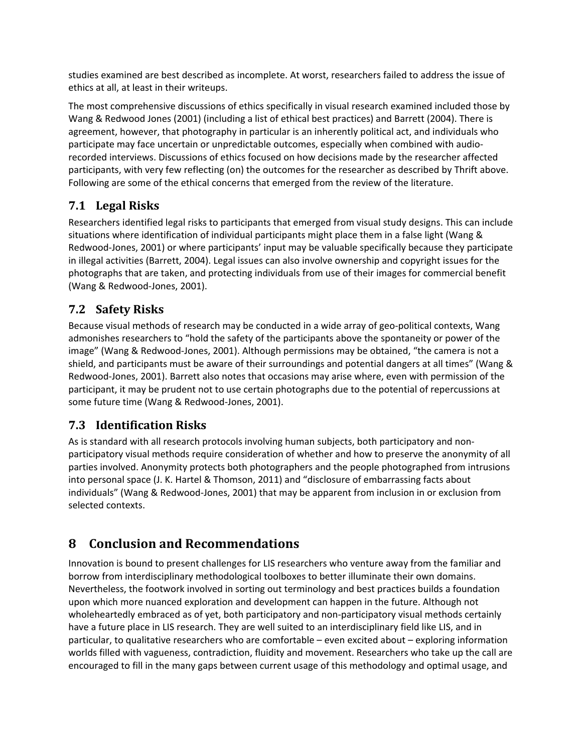studies examined are best described as incomplete. At worst, researchers failed to address the issue of ethics at all, at least in their writeups.

The most comprehensive discussions of ethics specifically in visual research examined included those by Wang & Redwood Jones (2001) (including a list of ethical best practices) and Barrett (2004). There is agreement, however, that photography in particular is an inherently political act, and individuals who participate may face uncertain or unpredictable outcomes, especially when combined with audio-recorded interviews. Discussions of ethics focused on how decisions made by the researcher affected participants, with very few reflecting (on) the outcomes for the researcher as described by Thrift above. Following are some of the ethical concerns that emerged from the review of the literature.

## 7.1 Legal Risks

Researchers identified legal risks to participants that emerged from visual study designs. This can include situations where identification of individual participants might place them in a false light (Wang & Redwood-Jones, 2001) or where participants' input may be valuable specifically because they participate in illegal activities (Barrett, 2004). Legal issues can also involve ownership and copyright issues for the photographs that are taken, and protecting individuals from use of their images for commercial benefit (Wang & Redwood-Jones, 2001).

## 7.2 Safety Risks

Because visual methods of research may be conducted in a wide array of geo-political contexts, Wang admonishes researchers to "hold the safety of the participants above the spontaneity or power of the image" (Wang & Redwood-Jones, 2001). Although permissions may be obtained, "the camera is not a shield, and participants must be aware of their surroundings and potential dangers at all times" (Wang & Redwood-Jones, 2001). Barrett also notes that occasions may arise where, even with permission of the participant, it may be prudent not to use certain photographs due to the potential of repercussions at some future time (Wang & Redwood-Jones, 2001).

## 7.3 Identification Risks

As is standard with all research protocols involving human subjects, both participatory and non-participatory visual methods require consideration of whether and how to preserve the anonymity of all parties involved. Anonymity protects both photographers and the people photographed from intrusions into personal space (J. K. Hartel & Thomson, 2011) and "disclosure of embarrassing facts about individuals" (Wang & Redwood-Jones, 2001) that may be apparent from inclusion in or exclusion from selected contexts.

# 8 Conclusion and Recommendations

Innovation is bound to present challenges for LIS researchers who venture away from the familiar and borrow from interdisciplinary methodological toolboxes to better illuminate their own domains. Nevertheless, the footwork involved in sorting out terminology and best practices builds a foundation upon which more nuanced exploration and development can happen in the future. Although not wholeheartedly embraced as of yet, both participatory and non-participatory visual methods certainly have a future place in LIS research. They are well suited to an interdisciplinary field like LIS, and in particular, to qualitative researchers who are comfortable – even excited about – exploring information worlds filled with vagueness, contradiction, fluidity and movement. Researchers who take up the call are encouraged to fill in the many gaps between current usage of this methodology and optimal usage, and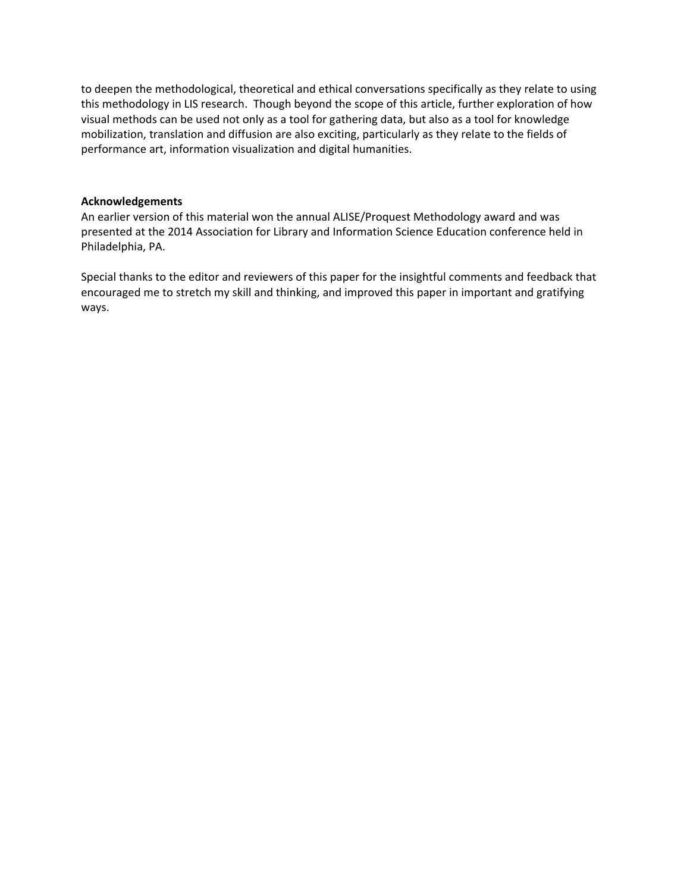to deepen the methodological, theoretical and ethical conversations specifically as they relate to using this methodology in LIS research. Though beyond the scope of this article, further exploration of how visual methods can be used not only as a tool for gathering data, but also as a tool for knowledge mobilization, translation and diffusion are also exciting, particularly as they relate to the fields of performance art, information visualization and digital humanities.

**Acknowledgements**

An earlier version of this material won the annual ALISE/Proquest Methodology award and was presented at the 2014 Association for Library and Information Science Education conference held in Philadelphia, PA.

Special thanks to the editor and reviewers of this paper for the insightful comments and feedback that encouraged me to stretch my skill and thinking, and improved this paper in important and gratifying ways.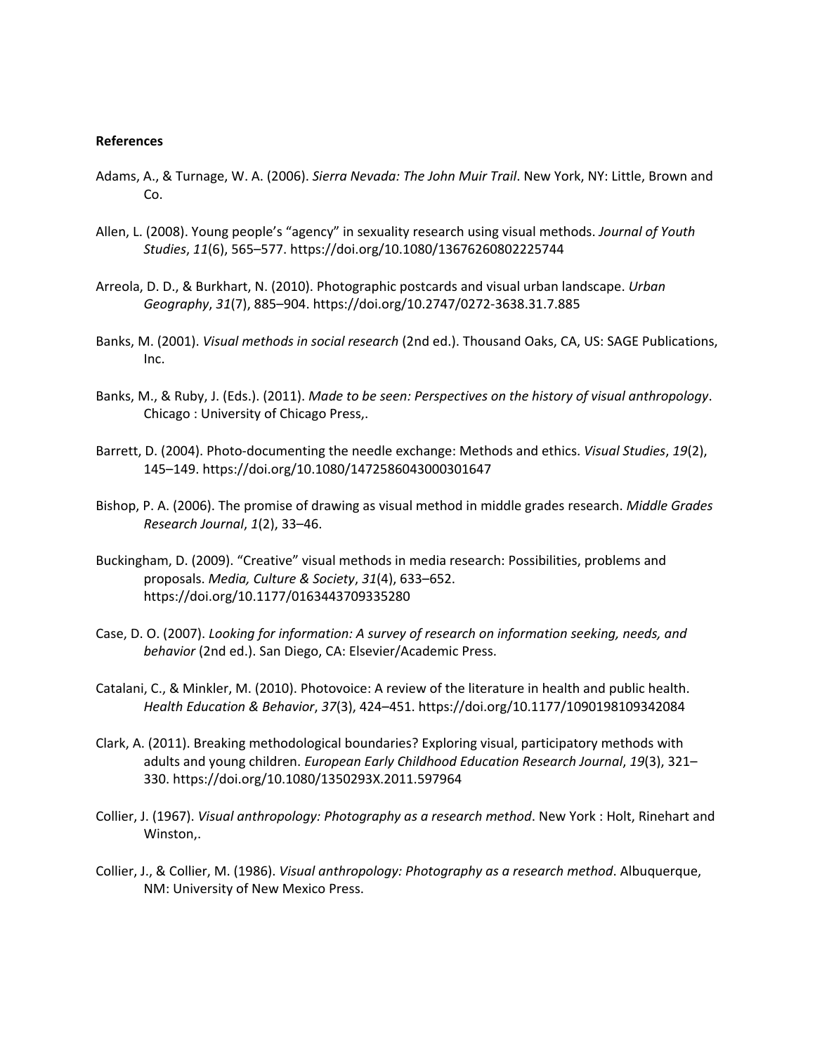**References**

Adams, A., & Turnage, W. A. (2006). *Sierra Nevada: The John Muir Trail*. New York, NY: Little, Brown and Co.

Allen, L. (2008). Young people's "agency" in sexuality research using visual methods. *Journal of Youth Studies*, *11*(6), 565–577. https://doi.org/10.1080/13676260802225744

Arreola, D. D., & Burkhart, N. (2010). Photographic postcards and visual urban landscape. *Urban Geography*, *31*(7), 885–904. https://doi.org/10.2747/0272-3638.31.7.885

Banks, M. (2001). *Visual methods in social research* (2nd ed.). Thousand Oaks, CA, US: SAGE Publications, Inc.

Banks, M., & Ruby, J. (Eds.). (2011). *Made to be seen: Perspectives on the history of visual anthropology*. Chicago : University of Chicago Press,.

Barrett, D. (2004). Photo-documenting the needle exchange: Methods and ethics. *Visual Studies*, *19*(2), 145–149. https://doi.org/10.1080/1472586043000301647

Bishop, P. A. (2006). The promise of drawing as visual method in middle grades research. *Middle Grades Research Journal*, *1*(2), 33–46.

Buckingham, D. (2009). "Creative" visual methods in media research: Possibilities, problems and proposals. *Media, Culture & Society*, *31*(4), 633–652. https://doi.org/10.1177/0163443709335280

Case, D. O. (2007). *Looking for information: A survey of research on information seeking, needs, and behavior* (2nd ed.). San Diego, CA: Elsevier/Academic Press.

Catalani, C., & Minkler, M. (2010). Photovoice: A review of the literature in health and public health. *Health Education & Behavior*, *37*(3), 424–451. https://doi.org/10.1177/1090198109342084

Clark, A. (2011). Breaking methodological boundaries? Exploring visual, participatory methods with adults and young children. *European Early Childhood Education Research Journal*, *19*(3), 321–330. https://doi.org/10.1080/1350293X.2011.597964

Collier, J. (1967). *Visual anthropology: Photography as a research method*. New York : Holt, Rinehart and Winston,.

Collier, J., & Collier, M. (1986). *Visual anthropology: Photography as a research method*. Albuquerque, NM: University of New Mexico Press.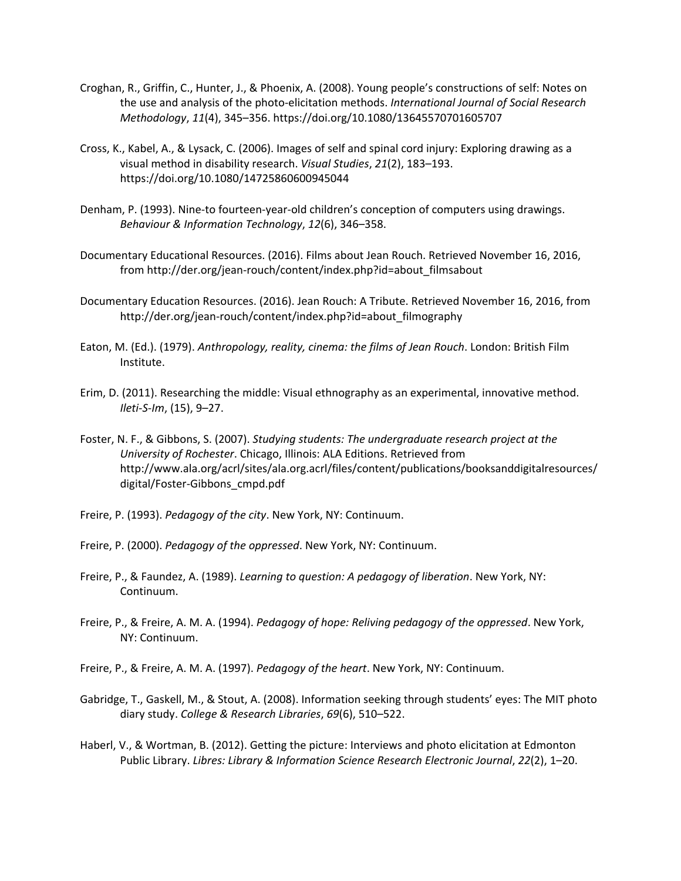Croghan, R., Griffin, C., Hunter, J., & Phoenix, A. (2008). Young people's constructions of self: Notes on the use and analysis of the photo-elicitation methods. *International Journal of Social Research Methodology*, *11*(4), 345–356. https://doi.org/10.1080/13645570701605707

Cross, K., Kabel, A., & Lysack, C. (2006). Images of self and spinal cord injury: Exploring drawing as a visual method in disability research. *Visual Studies*, *21*(2), 183–193. https://doi.org/10.1080/14725860600945044

Denham, P. (1993). Nine-to fourteen-year-old children's conception of computers using drawings. *Behaviour & Information Technology*, *12*(6), 346–358.

Documentary Educational Resources. (2016). Films about Jean Rouch. Retrieved November 16, 2016, from http://der.org/jean-rouch/content/index.php?id=about_filmsabout

Documentary Education Resources. (2016). Jean Rouch: A Tribute. Retrieved November 16, 2016, from http://der.org/jean-rouch/content/index.php?id=about_filmography

Eaton, M. (Ed.). (1979). *Anthropology, reality, cinema: the films of Jean Rouch*. London: British Film Institute.

Erim, D. (2011). Researching the middle: Visual ethnography as an experimental, innovative method. *Ileti-S-Im*, (15), 9–27.

Foster, N. F., & Gibbons, S. (2007). *Studying students: The undergraduate research project at the University of Rochester*. Chicago, Illinois: ALA Editions. Retrieved from http://www.ala.org/acrl/sites/ala.org.acrl/files/content/publications/booksanddigitalresources/digital/Foster-Gibbons_cmpd.pdf

Freire, P. (1993). *Pedagogy of the city*. New York, NY: Continuum.

Freire, P. (2000). *Pedagogy of the oppressed*. New York, NY: Continuum.

Freire, P., & Faundez, A. (1989). *Learning to question: A pedagogy of liberation*. New York, NY: Continuum.

Freire, P., & Freire, A. M. A. (1994). *Pedagogy of hope: Reliving pedagogy of the oppressed*. New York, NY: Continuum.

Freire, P., & Freire, A. M. A. (1997). *Pedagogy of the heart*. New York, NY: Continuum.

Gabridge, T., Gaskell, M., & Stout, A. (2008). Information seeking through students' eyes: The MIT photo diary study. *College & Research Libraries*, *69*(6), 510–522.

Haberl, V., & Wortman, B. (2012). Getting the picture: Interviews and photo elicitation at Edmonton Public Library. *Libres: Library & Information Science Research Electronic Journal*, *22*(2), 1–20.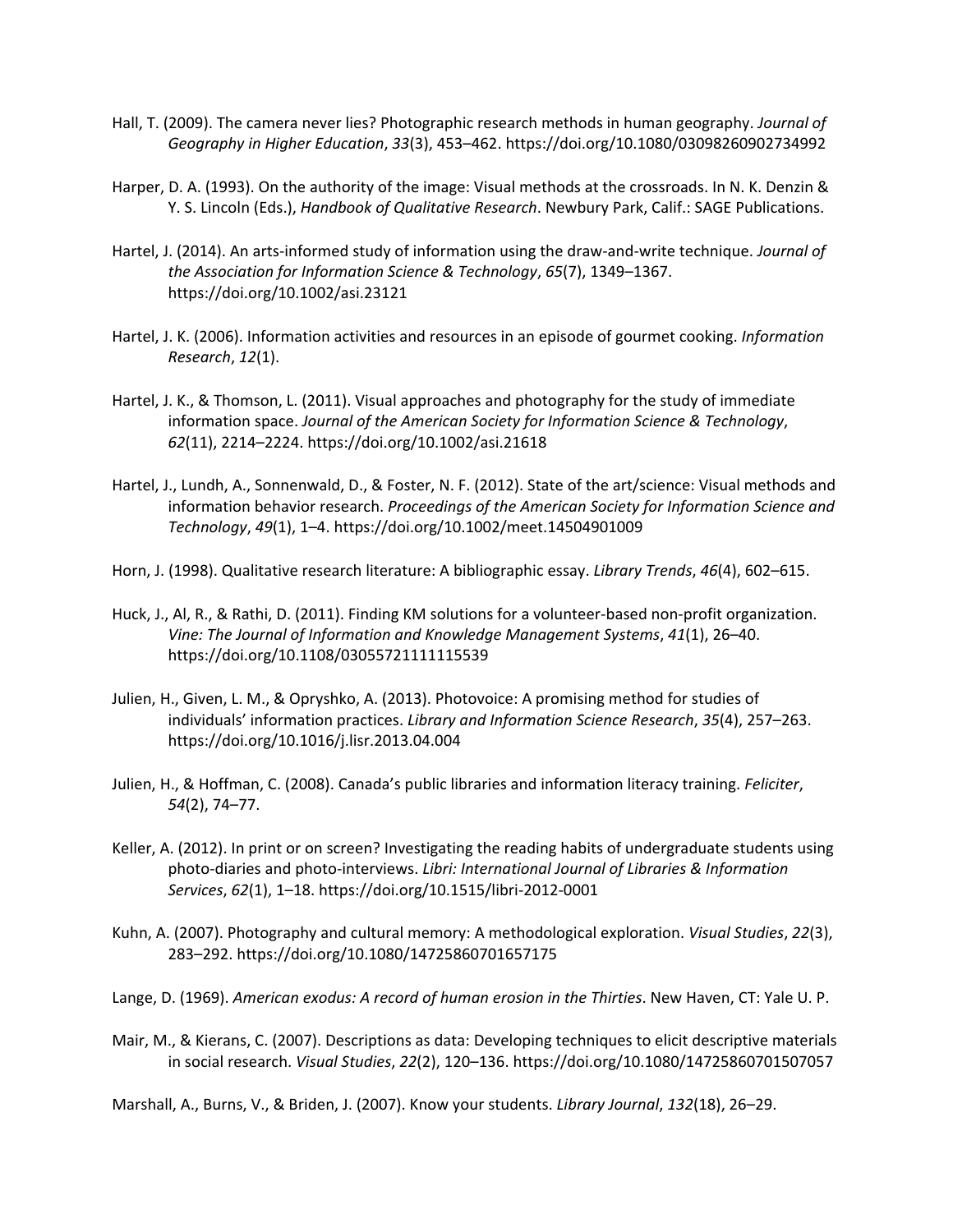Hall, T. (2009). The camera never lies? Photographic research methods in human geography. *Journal of Geography in Higher Education*, *33*(3), 453–462. https://doi.org/10.1080/03098260902734992

Harper, D. A. (1993). On the authority of the image: Visual methods at the crossroads. In N. K. Denzin & Y. S. Lincoln (Eds.), *Handbook of Qualitative Research*. Newbury Park, Calif.: SAGE Publications.

Hartel, J. (2014). An arts-informed study of information using the draw-and-write technique. *Journal of the Association for Information Science & Technology*, *65*(7), 1349–1367. https://doi.org/10.1002/asi.23121

Hartel, J. K. (2006). Information activities and resources in an episode of gourmet cooking. *Information Research*, *12*(1).

Hartel, J. K., & Thomson, L. (2011). Visual approaches and photography for the study of immediate information space. *Journal of the American Society for Information Science & Technology*, *62*(11), 2214–2224. https://doi.org/10.1002/asi.21618

Hartel, J., Lundh, A., Sonnenwald, D., & Foster, N. F. (2012). State of the art/science: Visual methods and information behavior research. *Proceedings of the American Society for Information Science and Technology*, *49*(1), 1–4. https://doi.org/10.1002/meet.14504901009

Horn, J. (1998). Qualitative research literature: A bibliographic essay. *Library Trends*, *46*(4), 602–615.

Huck, J., Al, R., & Rathi, D. (2011). Finding KM solutions for a volunteer-based non-profit organization. *Vine: The Journal of Information and Knowledge Management Systems*, *41*(1), 26–40. https://doi.org/10.1108/03055721111115539

Julien, H., Given, L. M., & Opryshko, A. (2013). Photovoice: A promising method for studies of individuals' information practices. *Library and Information Science Research*, *35*(4), 257–263. https://doi.org/10.1016/j.lisr.2013.04.004

Julien, H., & Hoffman, C. (2008). Canada's public libraries and information literacy training. *Feliciter*, *54*(2), 74–77.

Keller, A. (2012). In print or on screen? Investigating the reading habits of undergraduate students using photo-diaries and photo-interviews. *Libri: International Journal of Libraries & Information Services*, *62*(1), 1–18. https://doi.org/10.1515/libri-2012-0001

Kuhn, A. (2007). Photography and cultural memory: A methodological exploration. *Visual Studies*, *22*(3), 283–292. https://doi.org/10.1080/14725860701657175

Lange, D. (1969). *American exodus: A record of human erosion in the Thirties*. New Haven, CT: Yale U. P.

Mair, M., & Kierans, C. (2007). Descriptions as data: Developing techniques to elicit descriptive materials in social research. *Visual Studies*, *22*(2), 120–136. https://doi.org/10.1080/14725860701507057

Marshall, A., Burns, V., & Briden, J. (2007). Know your students. *Library Journal*, *132*(18), 26–29.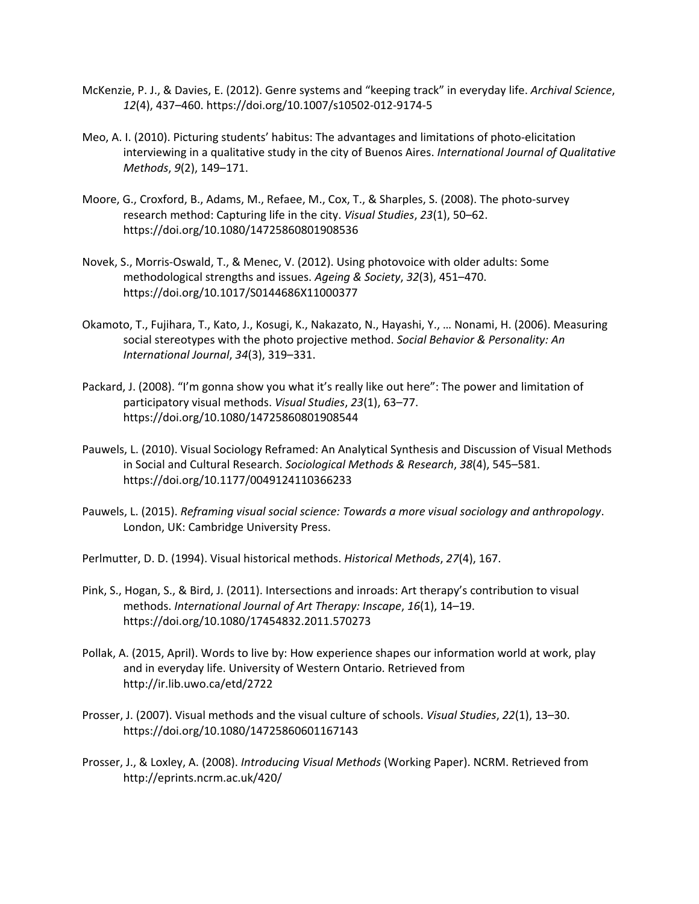McKenzie, P. J., & Davies, E. (2012). Genre systems and "keeping track" in everyday life. *Archival Science*, *12*(4), 437–460. https://doi.org/10.1007/s10502-012-9174-5

Meo, A. I. (2010). Picturing students' habitus: The advantages and limitations of photo-elicitation interviewing in a qualitative study in the city of Buenos Aires. *International Journal of Qualitative Methods*, *9*(2), 149–171.

Moore, G., Croxford, B., Adams, M., Refaee, M., Cox, T., & Sharples, S. (2008). The photo-survey research method: Capturing life in the city. *Visual Studies*, *23*(1), 50–62. https://doi.org/10.1080/14725860801908536

Novek, S., Morris-Oswald, T., & Menec, V. (2012). Using photovoice with older adults: Some methodological strengths and issues. *Ageing & Society*, *32*(3), 451–470. https://doi.org/10.1017/S0144686X11000377

Okamoto, T., Fujihara, T., Kato, J., Kosugi, K., Nakazato, N., Hayashi, Y., … Nonami, H. (2006). Measuring social stereotypes with the photo projective method. *Social Behavior & Personality: An International Journal*, *34*(3), 319–331.

Packard, J. (2008). "I'm gonna show you what it's really like out here": The power and limitation of participatory visual methods. *Visual Studies*, *23*(1), 63–77. https://doi.org/10.1080/14725860801908544

Pauwels, L. (2010). Visual Sociology Reframed: An Analytical Synthesis and Discussion of Visual Methods in Social and Cultural Research. *Sociological Methods & Research*, *38*(4), 545–581. https://doi.org/10.1177/0049124110366233

Pauwels, L. (2015). *Reframing visual social science: Towards a more visual sociology and anthropology*. London, UK: Cambridge University Press.

Perlmutter, D. D. (1994). Visual historical methods. *Historical Methods*, *27*(4), 167.

Pink, S., Hogan, S., & Bird, J. (2011). Intersections and inroads: Art therapy's contribution to visual methods. *International Journal of Art Therapy: Inscape*, *16*(1), 14–19. https://doi.org/10.1080/17454832.2011.570273

Pollak, A. (2015, April). Words to live by: How experience shapes our information world at work, play and in everyday life. University of Western Ontario. Retrieved from http://ir.lib.uwo.ca/etd/2722

Prosser, J. (2007). Visual methods and the visual culture of schools. *Visual Studies*, *22*(1), 13–30. https://doi.org/10.1080/14725860601167143

Prosser, J., & Loxley, A. (2008). *Introducing Visual Methods* (Working Paper). NCRM. Retrieved from http://eprints.ncrm.ac.uk/420/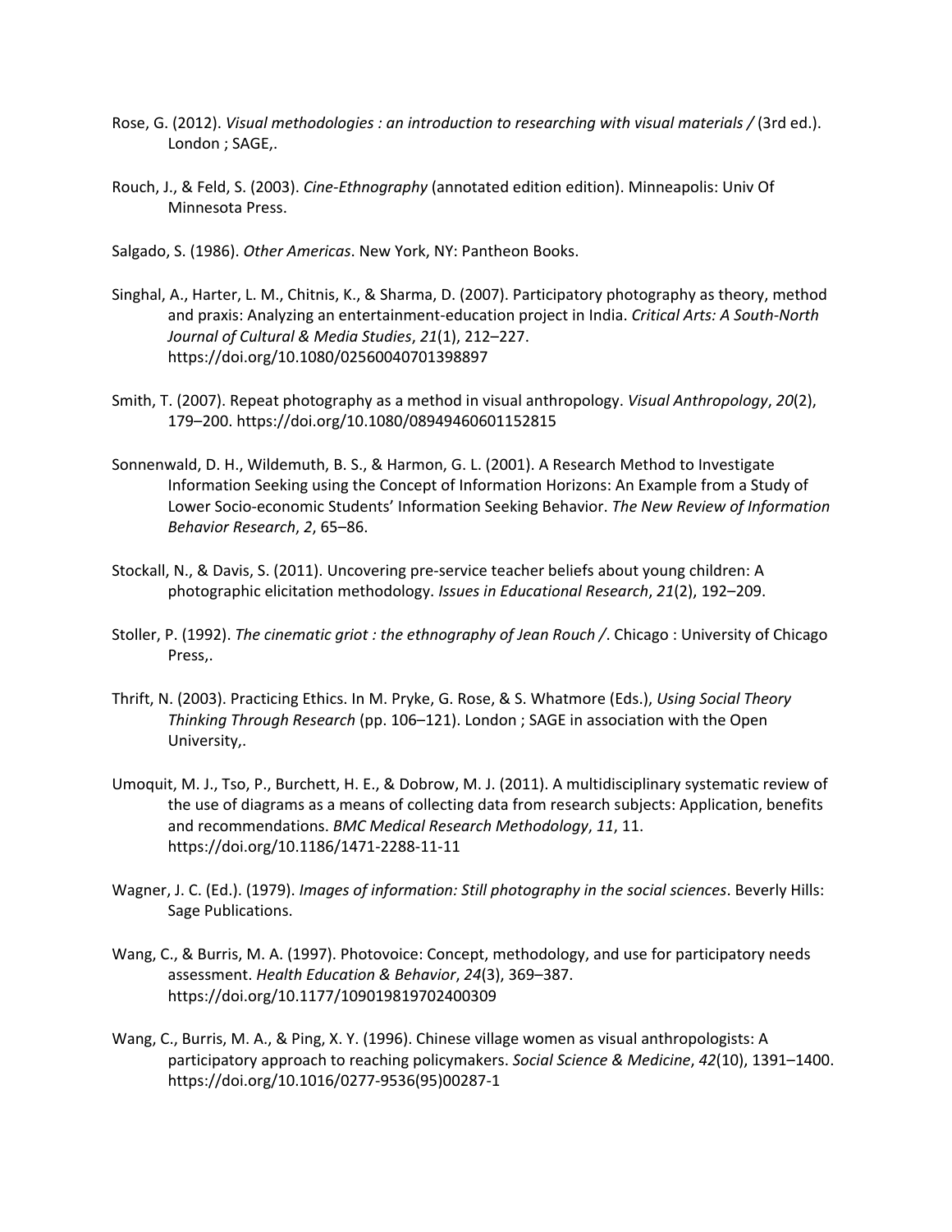Rose, G. (2012). *Visual methodologies : an introduction to researching with visual materials /* (3rd ed.). London ; SAGE,.

Rouch, J., & Feld, S. (2003). *Cine-Ethnography* (annotated edition edition). Minneapolis: Univ Of Minnesota Press.

Salgado, S. (1986). *Other Americas*. New York, NY: Pantheon Books.

Singhal, A., Harter, L. M., Chitnis, K., & Sharma, D. (2007). Participatory photography as theory, method and praxis: Analyzing an entertainment-education project in India. *Critical Arts: A South-North Journal of Cultural & Media Studies*, *21*(1), 212–227. https://doi.org/10.1080/02560040701398897

Smith, T. (2007). Repeat photography as a method in visual anthropology. *Visual Anthropology*, *20*(2), 179–200. https://doi.org/10.1080/08949460601152815

Sonnenwald, D. H., Wildemuth, B. S., & Harmon, G. L. (2001). A Research Method to Investigate Information Seeking using the Concept of Information Horizons: An Example from a Study of Lower Socio-economic Students' Information Seeking Behavior. *The New Review of Information Behavior Research*, *2*, 65–86.

Stockall, N., & Davis, S. (2011). Uncovering pre-service teacher beliefs about young children: A photographic elicitation methodology. *Issues in Educational Research*, *21*(2), 192–209.

Stoller, P. (1992). *The cinematic griot : the ethnography of Jean Rouch /*. Chicago : University of Chicago Press,.

Thrift, N. (2003). Practicing Ethics. In M. Pryke, G. Rose, & S. Whatmore (Eds.), *Using Social Theory Thinking Through Research* (pp. 106–121). London ; SAGE in association with the Open University,.

Umoquit, M. J., Tso, P., Burchett, H. E., & Dobrow, M. J. (2011). A multidisciplinary systematic review of the use of diagrams as a means of collecting data from research subjects: Application, benefits and recommendations. *BMC Medical Research Methodology*, *11*, 11. https://doi.org/10.1186/1471-2288-11-11

Wagner, J. C. (Ed.). (1979). *Images of information: Still photography in the social sciences*. Beverly Hills: Sage Publications.

Wang, C., & Burris, M. A. (1997). Photovoice: Concept, methodology, and use for participatory needs assessment. *Health Education & Behavior*, *24*(3), 369–387. https://doi.org/10.1177/109019819702400309

Wang, C., Burris, M. A., & Ping, X. Y. (1996). Chinese village women as visual anthropologists: A participatory approach to reaching policymakers. *Social Science & Medicine*, *42*(10), 1391–1400. https://doi.org/10.1016/0277-9536(95)00287-1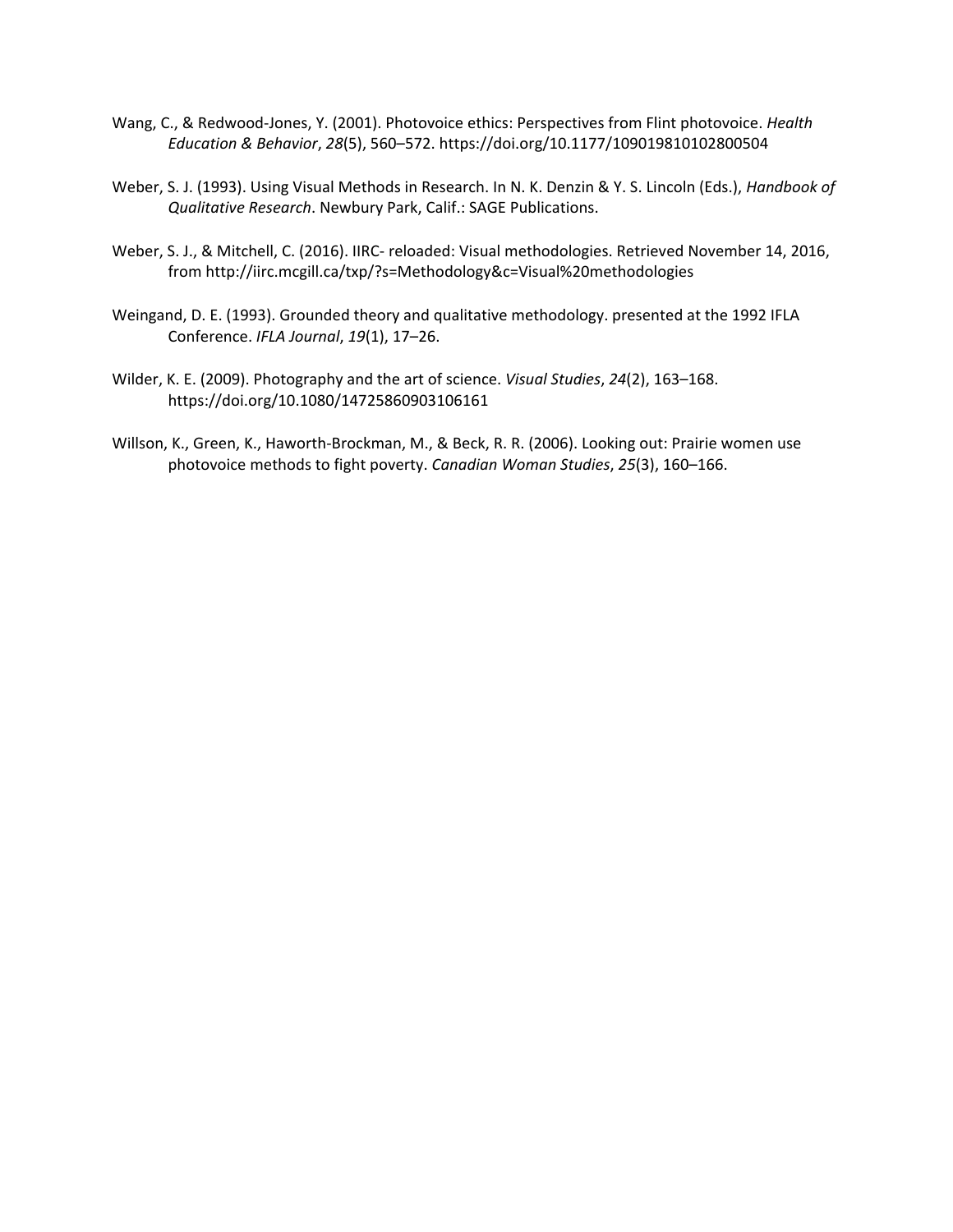Wang, C., & Redwood-Jones, Y. (2001). Photovoice ethics: Perspectives from Flint photovoice. *Health Education & Behavior*, *28*(5), 560–572. https://doi.org/10.1177/109019810102800504

Weber, S. J. (1993). Using Visual Methods in Research. In N. K. Denzin & Y. S. Lincoln (Eds.), *Handbook of Qualitative Research*. Newbury Park, Calif.: SAGE Publications.

Weber, S. J., & Mitchell, C. (2016). IIRC- reloaded: Visual methodologies. Retrieved November 14, 2016, from http://iirc.mcgill.ca/txp/?s=Methodology&c=Visual%20methodologies

Weingand, D. E. (1993). Grounded theory and qualitative methodology. presented at the 1992 IFLA Conference. *IFLA Journal*, *19*(1), 17–26.

Wilder, K. E. (2009). Photography and the art of science. *Visual Studies*, *24*(2), 163–168. https://doi.org/10.1080/14725860903106161

Willson, K., Green, K., Haworth-Brockman, M., & Beck, R. R. (2006). Looking out: Prairie women use photovoice methods to fight poverty. *Canadian Woman Studies*, *25*(3), 160–166.